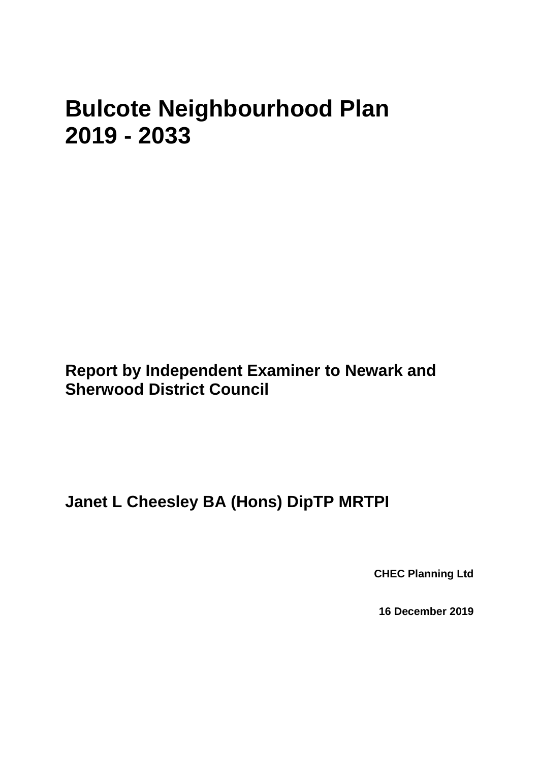# Bulcote Neighbourhood Plan 2019 - 2033

**Report by Independent Examiner to Newark and Sherwood District Council**

**Janet L Cheesley BA (Hons) DipTP MRTPI**

**CHEC Planning Ltd**

**16 December 2019**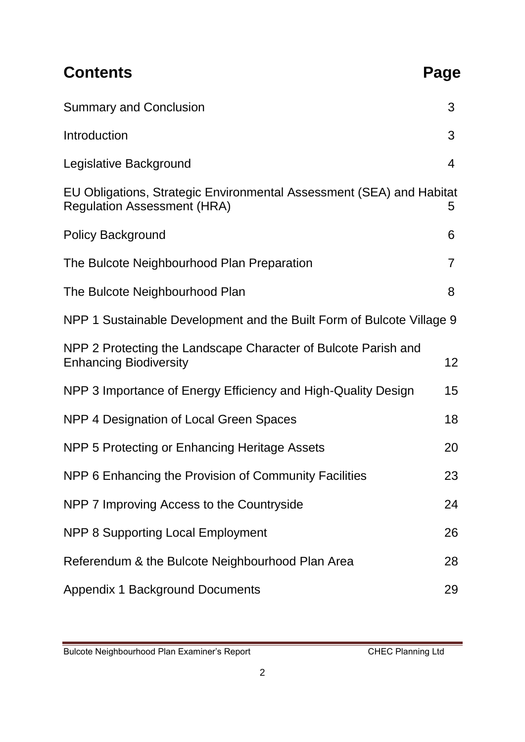## Contents

| Contents | Page |
|---|---|
| Summary and Conclusion | 3 |
| Introduction | 3 |
| Legislative Background | 4 |
| EU Obligations, Strategic Environmental Assessment (SEA) and Habitat Regulation Assessment (HRA) | 5 |
| Policy Background | 6 |
| The Bulcote Neighbourhood Plan Preparation | 7 |
| The Bulcote Neighbourhood Plan | 8 |
| NPP 1 Sustainable Development and the Built Form of Bulcote Village | 9 |
| NPP 2 Protecting the Landscape Character of Bulcote Parish and Enhancing Biodiversity | 12 |
| NPP 3 Importance of Energy Efficiency and High-Quality Design | 15 |
| NPP 4 Designation of Local Green Spaces | 18 |
| NPP 5 Protecting or Enhancing Heritage Assets | 20 |
| NPP 6 Enhancing the Provision of Community Facilities | 23 |
| NPP 7 Improving Access to the Countryside | 24 |
| NPP 8 Supporting Local Employment | 26 |
| Referendum & the Bulcote Neighbourhood Plan Area | 28 |
| Appendix 1 Background Documents | 29 |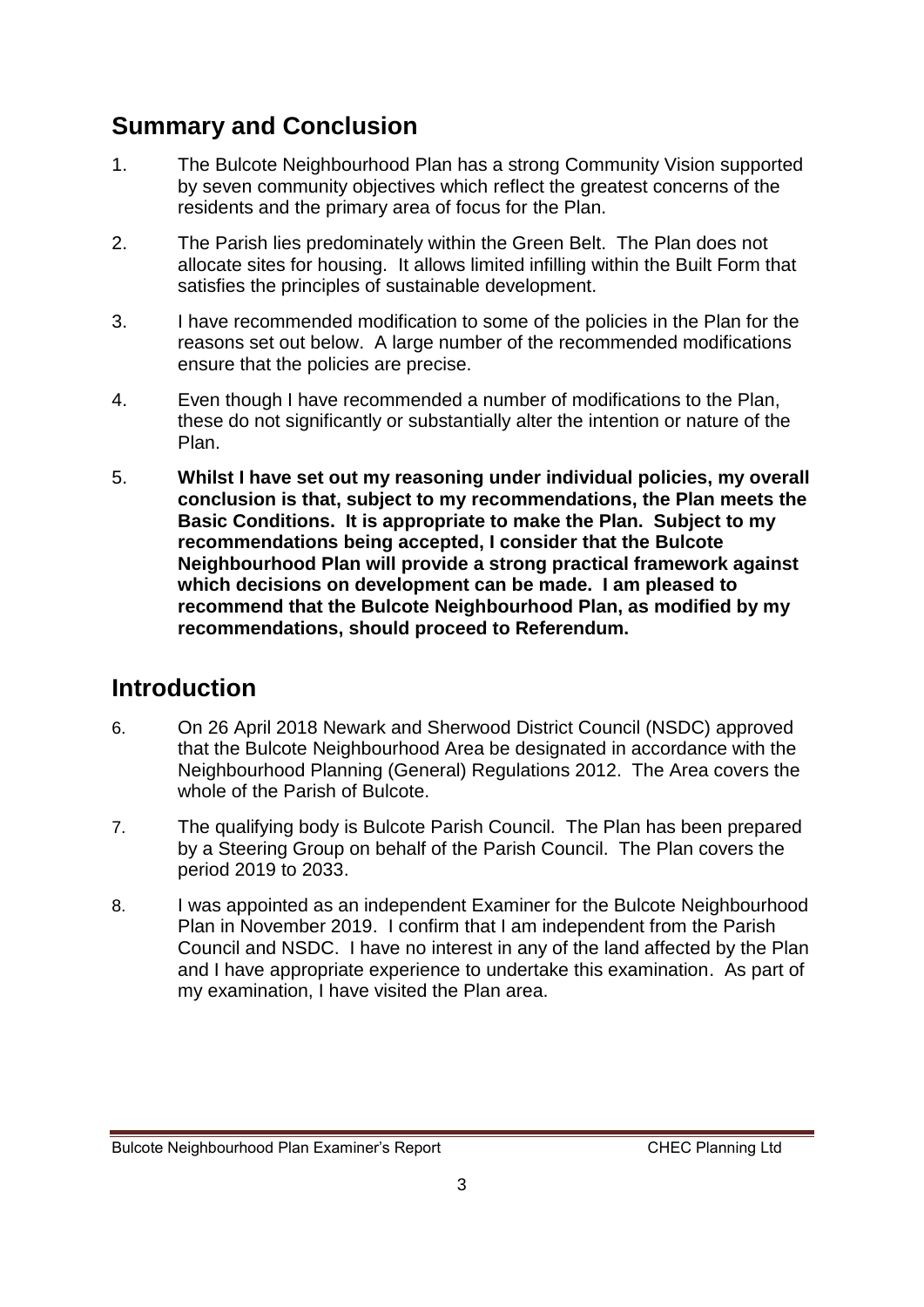## Summary and Conclusion

1. The Bulcote Neighbourhood Plan has a strong Community Vision supported by seven community objectives which reflect the greatest concerns of the residents and the primary area of focus for the Plan.

2. The Parish lies predominately within the Green Belt. The Plan does not allocate sites for housing. It allows limited infilling within the Built Form that satisfies the principles of sustainable development.

3. I have recommended modification to some of the policies in the Plan for the reasons set out below. A large number of the recommended modifications ensure that the policies are precise.

4. Even though I have recommended a number of modifications to the Plan, these do not significantly or substantially alter the intention or nature of the Plan.

5. **Whilst I have set out my reasoning under individual policies, my overall conclusion is that, subject to my recommendations, the Plan meets the Basic Conditions. It is appropriate to make the Plan. Subject to my recommendations being accepted, I consider that the Bulcote Neighbourhood Plan will provide a strong practical framework against which decisions on development can be made. I am pleased to recommend that the Bulcote Neighbourhood Plan, as modified by my recommendations, should proceed to Referendum.**

## Introduction

6. On 26 April 2018 Newark and Sherwood District Council (NSDC) approved that the Bulcote Neighbourhood Area be designated in accordance with the Neighbourhood Planning (General) Regulations 2012. The Area covers the whole of the Parish of Bulcote.

7. The qualifying body is Bulcote Parish Council. The Plan has been prepared by a Steering Group on behalf of the Parish Council. The Plan covers the period 2019 to 2033.

8. I was appointed as an independent Examiner for the Bulcote Neighbourhood Plan in November 2019. I confirm that I am independent from the Parish Council and NSDC. I have no interest in any of the land affected by the Plan and I have appropriate experience to undertake this examination. As part of my examination, I have visited the Plan area.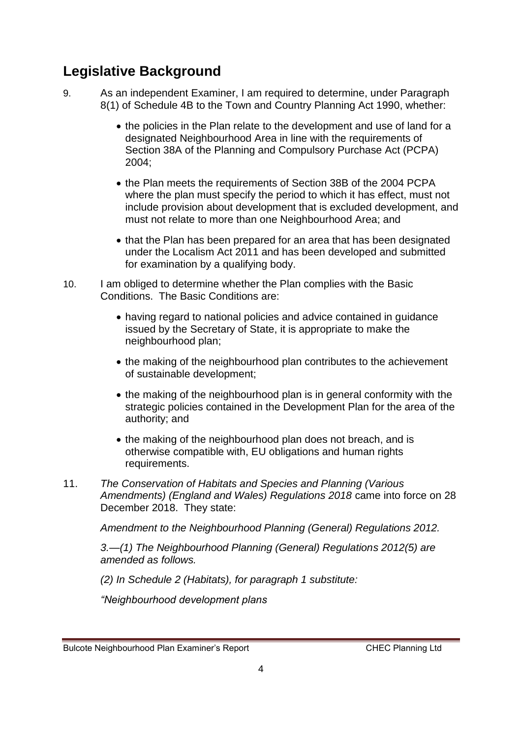## Legislative Background

9. As an independent Examiner, I am required to determine, under Paragraph 8(1) of Schedule 4B to the Town and Country Planning Act 1990, whether:

   - the policies in the Plan relate to the development and use of land for a designated Neighbourhood Area in line with the requirements of Section 38A of the Planning and Compulsory Purchase Act (PCPA) 2004;

   - the Plan meets the requirements of Section 38B of the 2004 PCPA where the plan must specify the period to which it has effect, must not include provision about development that is excluded development, and must not relate to more than one Neighbourhood Area; and

   - that the Plan has been prepared for an area that has been designated under the Localism Act 2011 and has been developed and submitted for examination by a qualifying body.

10. I am obliged to determine whether the Plan complies with the Basic Conditions. The Basic Conditions are:

    - having regard to national policies and advice contained in guidance issued by the Secretary of State, it is appropriate to make the neighbourhood plan;

    - the making of the neighbourhood plan contributes to the achievement of sustainable development;

    - the making of the neighbourhood plan is in general conformity with the strategic policies contained in the Development Plan for the area of the authority; and

    - the making of the neighbourhood plan does not breach, and is otherwise compatible with, EU obligations and human rights requirements.

11. *The Conservation of Habitats and Species and Planning (Various Amendments) (England and Wales) Regulations 2018* came into force on 28 December 2018. They state:

    *Amendment to the Neighbourhood Planning (General) Regulations 2012.*

    *3.—(1) The Neighbourhood Planning (General) Regulations 2012(5) are amended as follows.*

    *(2) In Schedule 2 (Habitats), for paragraph 1 substitute:*

    *"Neighbourhood development plans*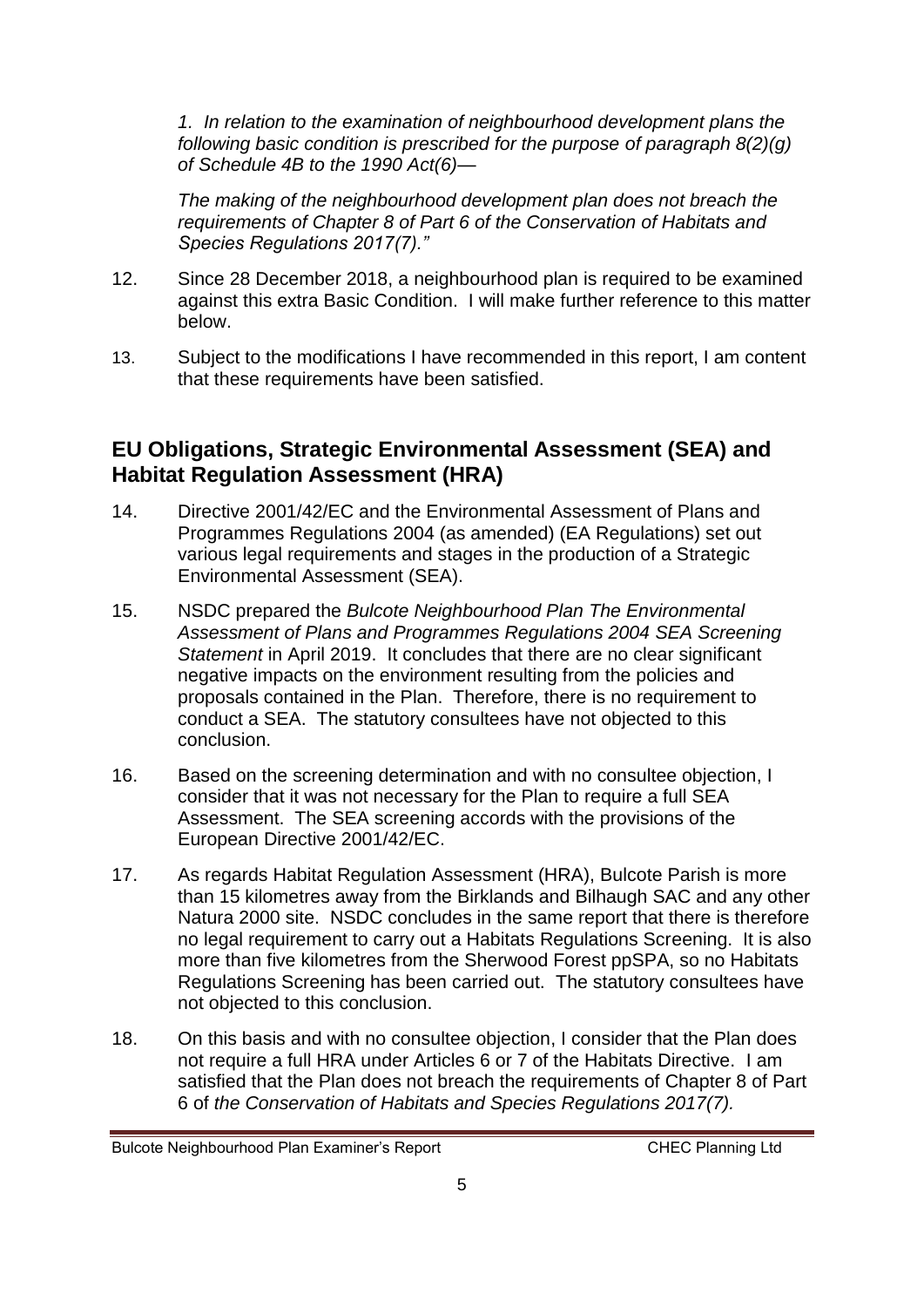*1. In relation to the examination of neighbourhood development plans the following basic condition is prescribed for the purpose of paragraph 8(2)(g) of Schedule 4B to the 1990 Act(6)—*

*The making of the neighbourhood development plan does not breach the requirements of Chapter 8 of Part 6 of the Conservation of Habitats and Species Regulations 2017(7)."*

12. Since 28 December 2018, a neighbourhood plan is required to be examined against this extra Basic Condition. I will make further reference to this matter below.

13. Subject to the modifications I have recommended in this report, I am content that these requirements have been satisfied.

## EU Obligations, Strategic Environmental Assessment (SEA) and Habitat Regulation Assessment (HRA)

14. Directive 2001/42/EC and the Environmental Assessment of Plans and Programmes Regulations 2004 (as amended) (EA Regulations) set out various legal requirements and stages in the production of a Strategic Environmental Assessment (SEA).

15. NSDC prepared the *Bulcote Neighbourhood Plan The Environmental Assessment of Plans and Programmes Regulations 2004 SEA Screening Statement* in April 2019. It concludes that there are no clear significant negative impacts on the environment resulting from the policies and proposals contained in the Plan. Therefore, there is no requirement to conduct a SEA. The statutory consultees have not objected to this conclusion.

16. Based on the screening determination and with no consultee objection, I consider that it was not necessary for the Plan to require a full SEA Assessment. The SEA screening accords with the provisions of the European Directive 2001/42/EC.

17. As regards Habitat Regulation Assessment (HRA), Bulcote Parish is more than 15 kilometres away from the Birklands and Bilhaugh SAC and any other Natura 2000 site. NSDC concludes in the same report that there is therefore no legal requirement to carry out a Habitats Regulations Screening. It is also more than five kilometres from the Sherwood Forest ppSPA, so no Habitats Regulations Screening has been carried out. The statutory consultees have not objected to this conclusion.

18. On this basis and with no consultee objection, I consider that the Plan does not require a full HRA under Articles 6 or 7 of the Habitats Directive. I am satisfied that the Plan does not breach the requirements of Chapter 8 of Part 6 of *the Conservation of Habitats and Species Regulations 2017(7).*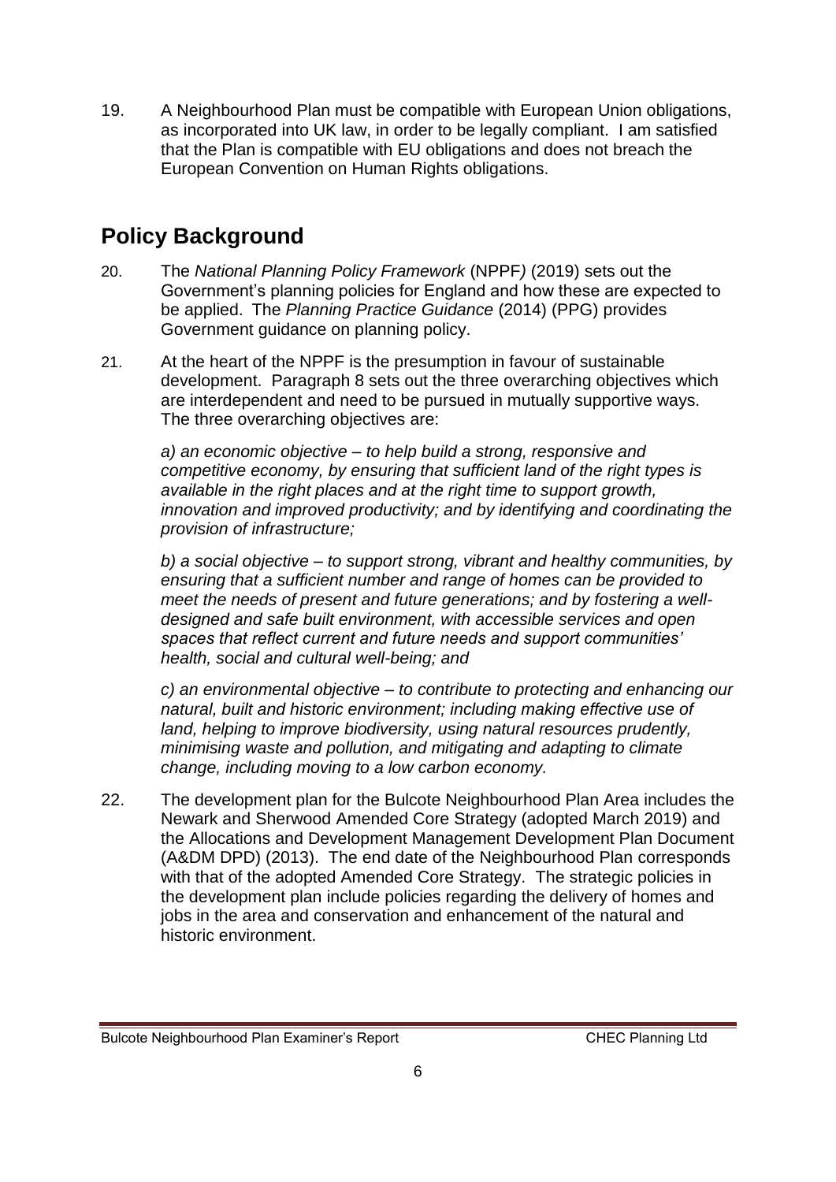19. A Neighbourhood Plan must be compatible with European Union obligations, as incorporated into UK law, in order to be legally compliant. I am satisfied that the Plan is compatible with EU obligations and does not breach the European Convention on Human Rights obligations.

## Policy Background

20. The *National Planning Policy Framework* (NPPF) (2019) sets out the Government's planning policies for England and how these are expected to be applied. The *Planning Practice Guidance* (2014) (PPG) provides Government guidance on planning policy.

21. At the heart of the NPPF is the presumption in favour of sustainable development. Paragraph 8 sets out the three overarching objectives which are interdependent and need to be pursued in mutually supportive ways. The three overarching objectives are:

    *a) an economic objective – to help build a strong, responsive and competitive economy, by ensuring that sufficient land of the right types is available in the right places and at the right time to support growth, innovation and improved productivity; and by identifying and coordinating the provision of infrastructure;*

    *b) a social objective – to support strong, vibrant and healthy communities, by ensuring that a sufficient number and range of homes can be provided to meet the needs of present and future generations; and by fostering a well-designed and safe built environment, with accessible services and open spaces that reflect current and future needs and support communities' health, social and cultural well-being; and*

    *c) an environmental objective – to contribute to protecting and enhancing our natural, built and historic environment; including making effective use of land, helping to improve biodiversity, using natural resources prudently, minimising waste and pollution, and mitigating and adapting to climate change, including moving to a low carbon economy.*

22. The development plan for the Bulcote Neighbourhood Plan Area includes the Newark and Sherwood Amended Core Strategy (adopted March 2019) and the Allocations and Development Management Development Plan Document (A&DM DPD) (2013). The end date of the Neighbourhood Plan corresponds with that of the adopted Amended Core Strategy. The strategic policies in the development plan include policies regarding the delivery of homes and jobs in the area and conservation and enhancement of the natural and historic environment.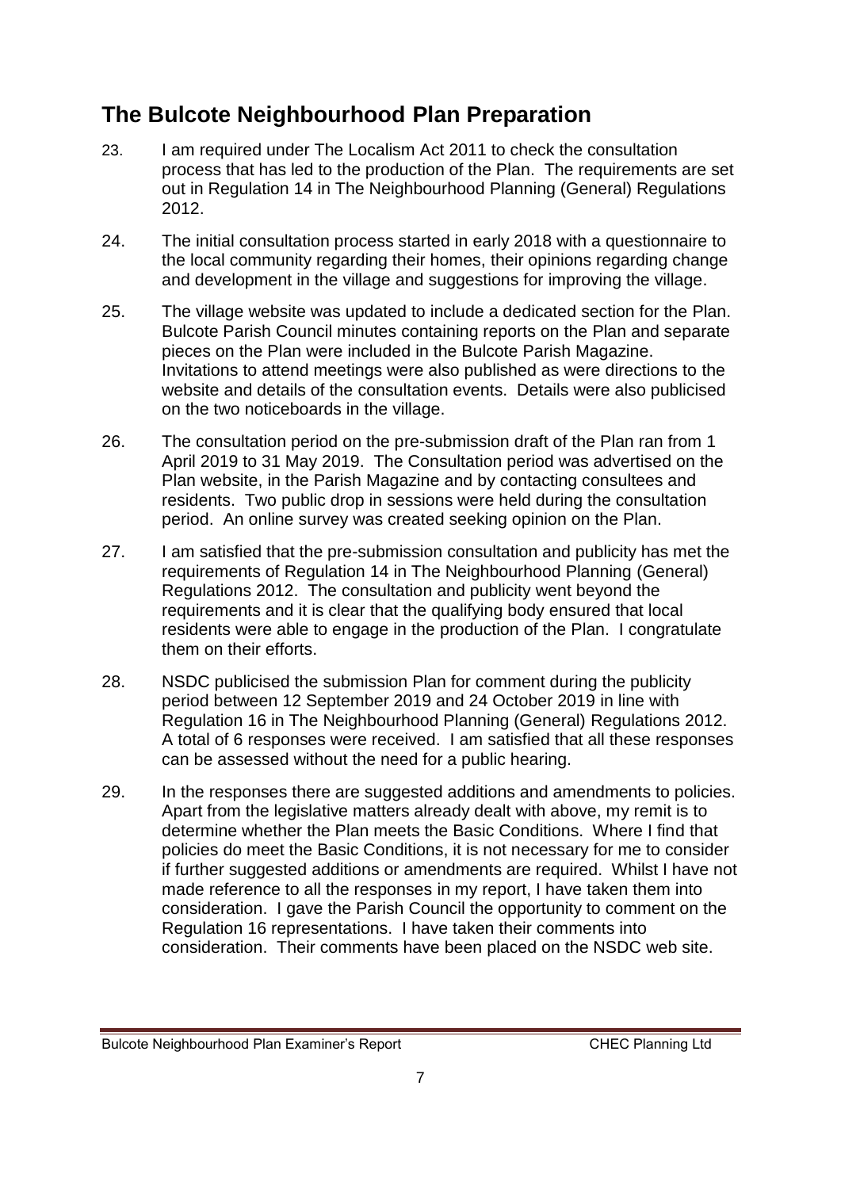## The Bulcote Neighbourhood Plan Preparation

23. I am required under The Localism Act 2011 to check the consultation process that has led to the production of the Plan. The requirements are set out in Regulation 14 in The Neighbourhood Planning (General) Regulations 2012.

24. The initial consultation process started in early 2018 with a questionnaire to the local community regarding their homes, their opinions regarding change and development in the village and suggestions for improving the village.

25. The village website was updated to include a dedicated section for the Plan. Bulcote Parish Council minutes containing reports on the Plan and separate pieces on the Plan were included in the Bulcote Parish Magazine. Invitations to attend meetings were also published as were directions to the website and details of the consultation events. Details were also publicised on the two noticeboards in the village.

26. The consultation period on the pre-submission draft of the Plan ran from 1 April 2019 to 31 May 2019. The Consultation period was advertised on the Plan website, in the Parish Magazine and by contacting consultees and residents. Two public drop in sessions were held during the consultation period. An online survey was created seeking opinion on the Plan.

27. I am satisfied that the pre-submission consultation and publicity has met the requirements of Regulation 14 in The Neighbourhood Planning (General) Regulations 2012. The consultation and publicity went beyond the requirements and it is clear that the qualifying body ensured that local residents were able to engage in the production of the Plan. I congratulate them on their efforts.

28. NSDC publicised the submission Plan for comment during the publicity period between 12 September 2019 and 24 October 2019 in line with Regulation 16 in The Neighbourhood Planning (General) Regulations 2012. A total of 6 responses were received. I am satisfied that all these responses can be assessed without the need for a public hearing.

29. In the responses there are suggested additions and amendments to policies. Apart from the legislative matters already dealt with above, my remit is to determine whether the Plan meets the Basic Conditions. Where I find that policies do meet the Basic Conditions, it is not necessary for me to consider if further suggested additions or amendments are required. Whilst I have not made reference to all the responses in my report, I have taken them into consideration. I gave the Parish Council the opportunity to comment on the Regulation 16 representations. I have taken their comments into consideration. Their comments have been placed on the NSDC web site.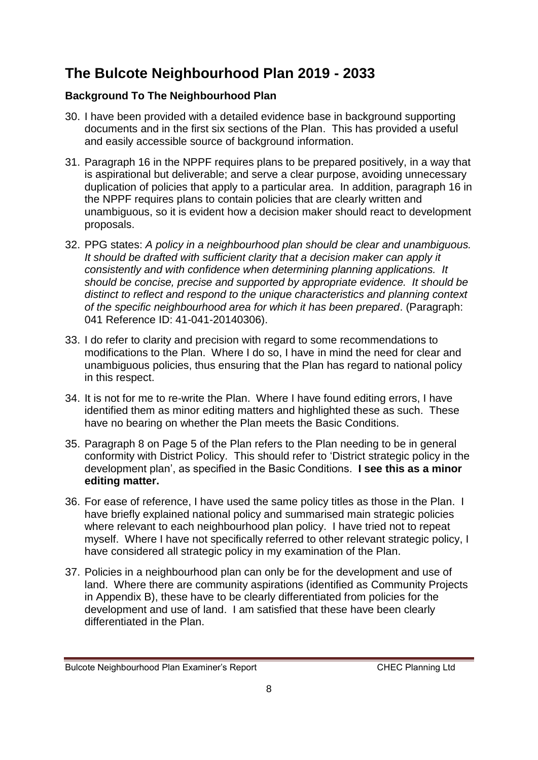# The Bulcote Neighbourhood Plan 2019 - 2033

### Background To The Neighbourhood Plan

30. I have been provided with a detailed evidence base in background supporting documents and in the first six sections of the Plan. This has provided a useful and easily accessible source of background information.

31. Paragraph 16 in the NPPF requires plans to be prepared positively, in a way that is aspirational but deliverable; and serve a clear purpose, avoiding unnecessary duplication of policies that apply to a particular area. In addition, paragraph 16 in the NPPF requires plans to contain policies that are clearly written and unambiguous, so it is evident how a decision maker should react to development proposals.

32. PPG states: *A policy in a neighbourhood plan should be clear and unambiguous. It should be drafted with sufficient clarity that a decision maker can apply it consistently and with confidence when determining planning applications. It should be concise, precise and supported by appropriate evidence. It should be distinct to reflect and respond to the unique characteristics and planning context of the specific neighbourhood area for which it has been prepared*. (Paragraph: 041 Reference ID: 41-041-20140306).

33. I do refer to clarity and precision with regard to some recommendations to modifications to the Plan. Where I do so, I have in mind the need for clear and unambiguous policies, thus ensuring that the Plan has regard to national policy in this respect.

34. It is not for me to re-write the Plan. Where I have found editing errors, I have identified them as minor editing matters and highlighted these as such. These have no bearing on whether the Plan meets the Basic Conditions.

35. Paragraph 8 on Page 5 of the Plan refers to the Plan needing to be in general conformity with District Policy. This should refer to 'District strategic policy in the development plan', as specified in the Basic Conditions. **I see this as a minor editing matter.**

36. For ease of reference, I have used the same policy titles as those in the Plan. I have briefly explained national policy and summarised main strategic policies where relevant to each neighbourhood plan policy. I have tried not to repeat myself. Where I have not specifically referred to other relevant strategic policy, I have considered all strategic policy in my examination of the Plan.

37. Policies in a neighbourhood plan can only be for the development and use of land. Where there are community aspirations (identified as Community Projects in Appendix B), these have to be clearly differentiated from policies for the development and use of land. I am satisfied that these have been clearly differentiated in the Plan.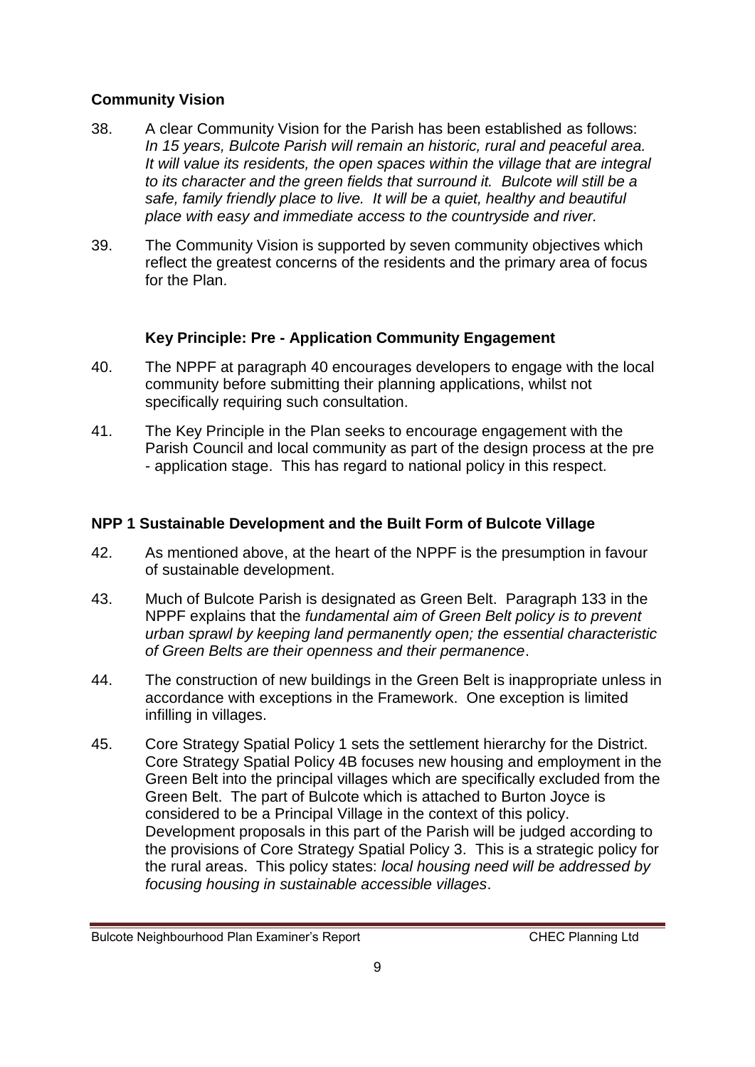## Community Vision

38. A clear Community Vision for the Parish has been established as follows: *In 15 years, Bulcote Parish will remain an historic, rural and peaceful area. It will value its residents, the open spaces within the village that are integral to its character and the green fields that surround it. Bulcote will still be a safe, family friendly place to live. It will be a quiet, healthy and beautiful place with easy and immediate access to the countryside and river.*

39. The Community Vision is supported by seven community objectives which reflect the greatest concerns of the residents and the primary area of focus for the Plan.

### Key Principle: Pre - Application Community Engagement

40. The NPPF at paragraph 40 encourages developers to engage with the local community before submitting their planning applications, whilst not specifically requiring such consultation.

41. The Key Principle in the Plan seeks to encourage engagement with the Parish Council and local community as part of the design process at the pre - application stage. This has regard to national policy in this respect.

## NPP 1 Sustainable Development and the Built Form of Bulcote Village

42. As mentioned above, at the heart of the NPPF is the presumption in favour of sustainable development.

43. Much of Bulcote Parish is designated as Green Belt. Paragraph 133 in the NPPF explains that the *fundamental aim of Green Belt policy is to prevent urban sprawl by keeping land permanently open; the essential characteristic of Green Belts are their openness and their permanence*.

44. The construction of new buildings in the Green Belt is inappropriate unless in accordance with exceptions in the Framework. One exception is limited infilling in villages.

45. Core Strategy Spatial Policy 1 sets the settlement hierarchy for the District. Core Strategy Spatial Policy 4B focuses new housing and employment in the Green Belt into the principal villages which are specifically excluded from the Green Belt. The part of Bulcote which is attached to Burton Joyce is considered to be a Principal Village in the context of this policy. Development proposals in this part of the Parish will be judged according to the provisions of Core Strategy Spatial Policy 3. This is a strategic policy for the rural areas. This policy states: *local housing need will be addressed by focusing housing in sustainable accessible villages*.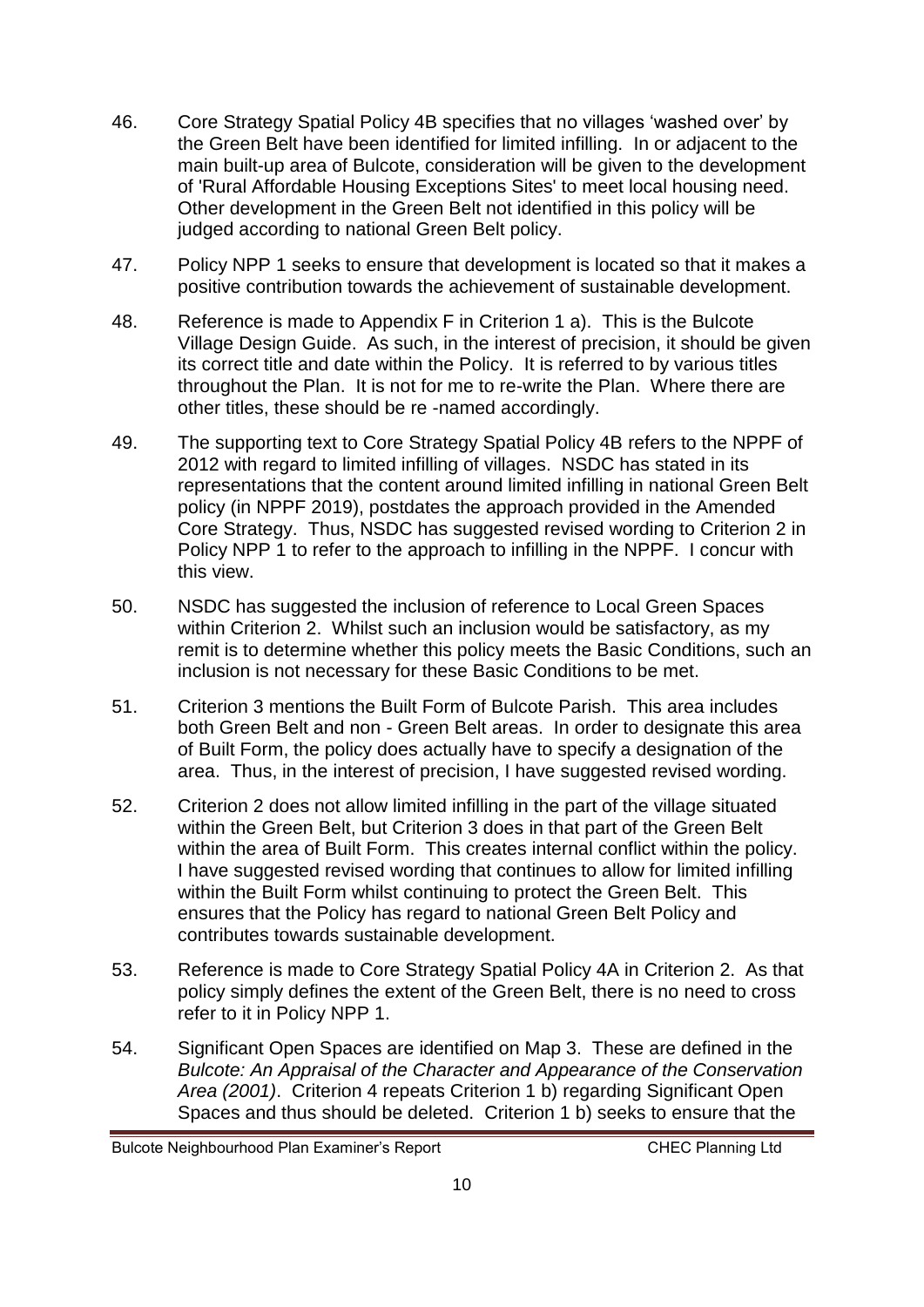46. Core Strategy Spatial Policy 4B specifies that no villages 'washed over' by the Green Belt have been identified for limited infilling. In or adjacent to the main built-up area of Bulcote, consideration will be given to the development of 'Rural Affordable Housing Exceptions Sites' to meet local housing need. Other development in the Green Belt not identified in this policy will be judged according to national Green Belt policy.

47. Policy NPP 1 seeks to ensure that development is located so that it makes a positive contribution towards the achievement of sustainable development.

48. Reference is made to Appendix F in Criterion 1 a). This is the Bulcote Village Design Guide. As such, in the interest of precision, it should be given its correct title and date within the Policy. It is referred to by various titles throughout the Plan. It is not for me to re-write the Plan. Where there are other titles, these should be re -named accordingly.

49. The supporting text to Core Strategy Spatial Policy 4B refers to the NPPF of 2012 with regard to limited infilling of villages. NSDC has stated in its representations that the content around limited infilling in national Green Belt policy (in NPPF 2019), postdates the approach provided in the Amended Core Strategy. Thus, NSDC has suggested revised wording to Criterion 2 in Policy NPP 1 to refer to the approach to infilling in the NPPF. I concur with this view.

50. NSDC has suggested the inclusion of reference to Local Green Spaces within Criterion 2. Whilst such an inclusion would be satisfactory, as my remit is to determine whether this policy meets the Basic Conditions, such an inclusion is not necessary for these Basic Conditions to be met.

51. Criterion 3 mentions the Built Form of Bulcote Parish. This area includes both Green Belt and non - Green Belt areas. In order to designate this area of Built Form, the policy does actually have to specify a designation of the area. Thus, in the interest of precision, I have suggested revised wording.

52. Criterion 2 does not allow limited infilling in the part of the village situated within the Green Belt, but Criterion 3 does in that part of the Green Belt within the area of Built Form. This creates internal conflict within the policy. I have suggested revised wording that continues to allow for limited infilling within the Built Form whilst continuing to protect the Green Belt. This ensures that the Policy has regard to national Green Belt Policy and contributes towards sustainable development.

53. Reference is made to Core Strategy Spatial Policy 4A in Criterion 2. As that policy simply defines the extent of the Green Belt, there is no need to cross refer to it in Policy NPP 1.

54. Significant Open Spaces are identified on Map 3. These are defined in the *Bulcote: An Appraisal of the Character and Appearance of the Conservation Area (2001)*. Criterion 4 repeats Criterion 1 b) regarding Significant Open Spaces and thus should be deleted. Criterion 1 b) seeks to ensure that the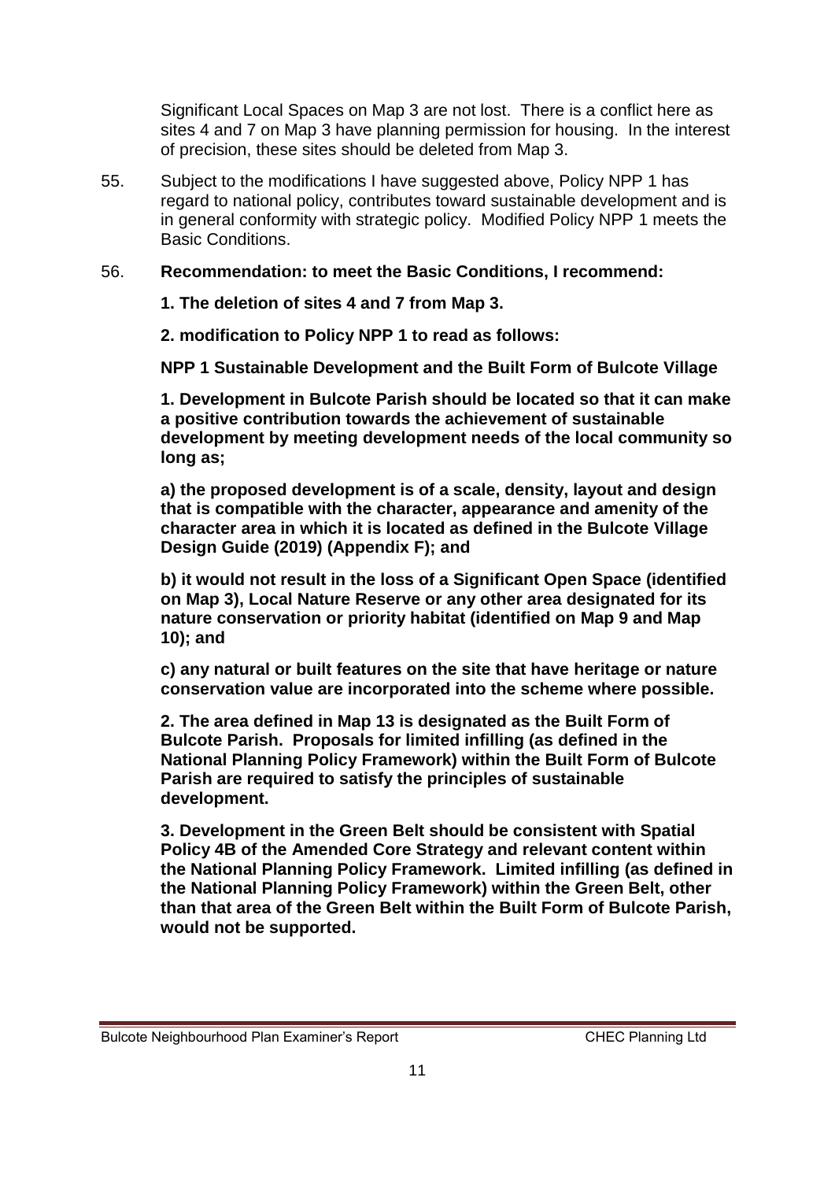Significant Local Spaces on Map 3 are not lost. There is a conflict here as sites 4 and 7 on Map 3 have planning permission for housing. In the interest of precision, these sites should be deleted from Map 3.

55. Subject to the modifications I have suggested above, Policy NPP 1 has regard to national policy, contributes toward sustainable development and is in general conformity with strategic policy. Modified Policy NPP 1 meets the Basic Conditions.

56. **Recommendation: to meet the Basic Conditions, I recommend:**

**1. The deletion of sites 4 and 7 from Map 3.**

**2. modification to Policy NPP 1 to read as follows:**

**NPP 1 Sustainable Development and the Built Form of Bulcote Village**

**1. Development in Bulcote Parish should be located so that it can make a positive contribution towards the achievement of sustainable development by meeting development needs of the local community so long as;**

**a) the proposed development is of a scale, density, layout and design that is compatible with the character, appearance and amenity of the character area in which it is located as defined in the Bulcote Village Design Guide (2019) (Appendix F); and**

**b) it would not result in the loss of a Significant Open Space (identified on Map 3), Local Nature Reserve or any other area designated for its nature conservation or priority habitat (identified on Map 9 and Map 10); and**

**c) any natural or built features on the site that have heritage or nature conservation value are incorporated into the scheme where possible.**

**2. The area defined in Map 13 is designated as the Built Form of Bulcote Parish. Proposals for limited infilling (as defined in the National Planning Policy Framework) within the Built Form of Bulcote Parish are required to satisfy the principles of sustainable development.**

**3. Development in the Green Belt should be consistent with Spatial Policy 4B of the Amended Core Strategy and relevant content within the National Planning Policy Framework. Limited infilling (as defined in the National Planning Policy Framework) within the Green Belt, other than that area of the Green Belt within the Built Form of Bulcote Parish, would not be supported.**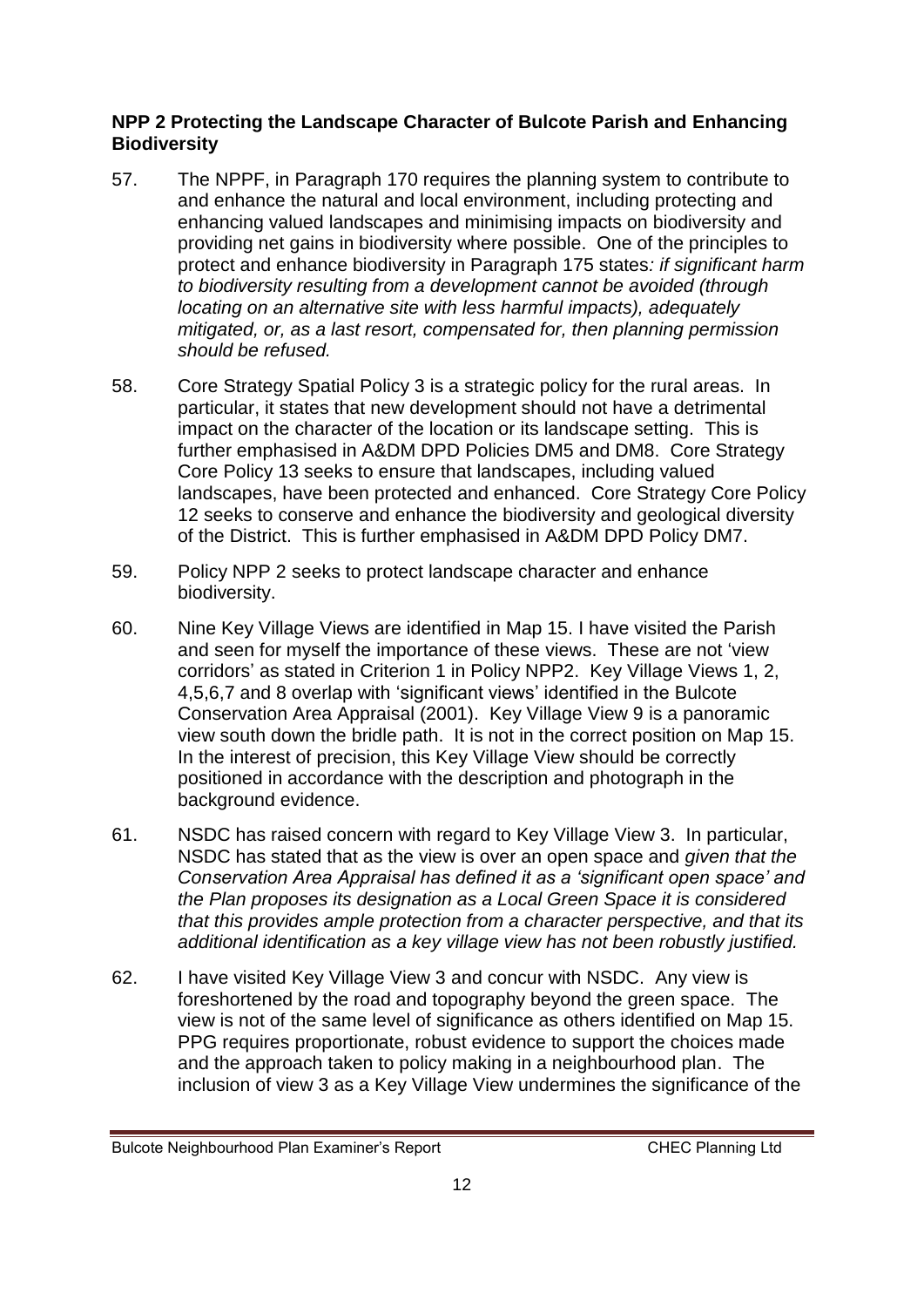**NPP 2 Protecting the Landscape Character of Bulcote Parish and Enhancing Biodiversity**

57. The NPPF, in Paragraph 170 requires the planning system to contribute to and enhance the natural and local environment, including protecting and enhancing valued landscapes and minimising impacts on biodiversity and providing net gains in biodiversity where possible. One of the principles to protect and enhance biodiversity in Paragraph 175 states*: if significant harm to biodiversity resulting from a development cannot be avoided (through locating on an alternative site with less harmful impacts), adequately mitigated, or, as a last resort, compensated for, then planning permission should be refused.*

58. Core Strategy Spatial Policy 3 is a strategic policy for the rural areas. In particular, it states that new development should not have a detrimental impact on the character of the location or its landscape setting. This is further emphasised in A&DM DPD Policies DM5 and DM8. Core Strategy Core Policy 13 seeks to ensure that landscapes, including valued landscapes, have been protected and enhanced. Core Strategy Core Policy 12 seeks to conserve and enhance the biodiversity and geological diversity of the District. This is further emphasised in A&DM DPD Policy DM7.

59. Policy NPP 2 seeks to protect landscape character and enhance biodiversity.

60. Nine Key Village Views are identified in Map 15. I have visited the Parish and seen for myself the importance of these views. These are not 'view corridors' as stated in Criterion 1 in Policy NPP2. Key Village Views 1, 2, 4,5,6,7 and 8 overlap with 'significant views' identified in the Bulcote Conservation Area Appraisal (2001). Key Village View 9 is a panoramic view south down the bridle path. It is not in the correct position on Map 15. In the interest of precision, this Key Village View should be correctly positioned in accordance with the description and photograph in the background evidence.

61. NSDC has raised concern with regard to Key Village View 3. In particular, NSDC has stated that as the view is over an open space and *given that the Conservation Area Appraisal has defined it as a 'significant open space' and the Plan proposes its designation as a Local Green Space it is considered that this provides ample protection from a character perspective, and that its additional identification as a key village view has not been robustly justified.*

62. I have visited Key Village View 3 and concur with NSDC. Any view is foreshortened by the road and topography beyond the green space. The view is not of the same level of significance as others identified on Map 15. PPG requires proportionate, robust evidence to support the choices made and the approach taken to policy making in a neighbourhood plan. The inclusion of view 3 as a Key Village View undermines the significance of the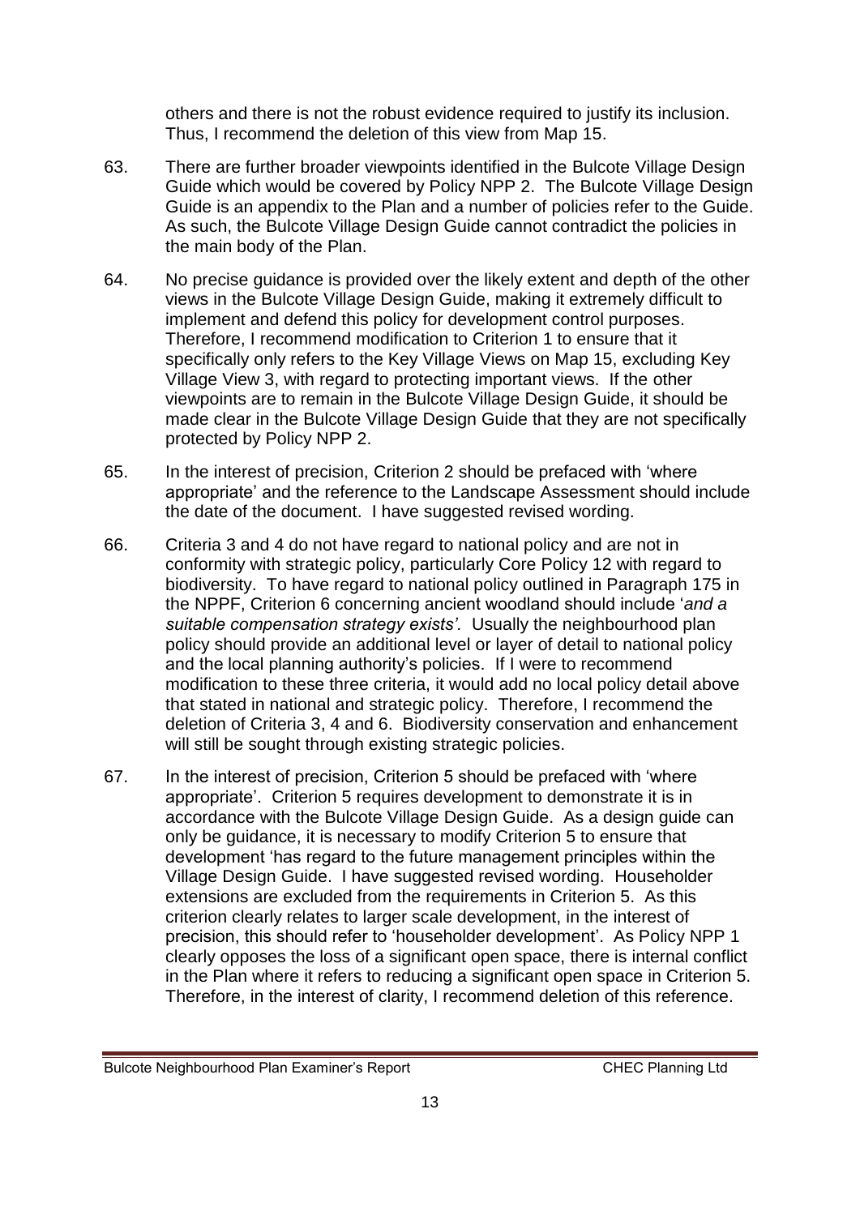others and there is not the robust evidence required to justify its inclusion. Thus, I recommend the deletion of this view from Map 15.

63. There are further broader viewpoints identified in the Bulcote Village Design Guide which would be covered by Policy NPP 2. The Bulcote Village Design Guide is an appendix to the Plan and a number of policies refer to the Guide. As such, the Bulcote Village Design Guide cannot contradict the policies in the main body of the Plan.

64. No precise guidance is provided over the likely extent and depth of the other views in the Bulcote Village Design Guide, making it extremely difficult to implement and defend this policy for development control purposes. Therefore, I recommend modification to Criterion 1 to ensure that it specifically only refers to the Key Village Views on Map 15, excluding Key Village View 3, with regard to protecting important views. If the other viewpoints are to remain in the Bulcote Village Design Guide, it should be made clear in the Bulcote Village Design Guide that they are not specifically protected by Policy NPP 2.

65. In the interest of precision, Criterion 2 should be prefaced with 'where appropriate' and the reference to the Landscape Assessment should include the date of the document. I have suggested revised wording.

66. Criteria 3 and 4 do not have regard to national policy and are not in conformity with strategic policy, particularly Core Policy 12 with regard to biodiversity. To have regard to national policy outlined in Paragraph 175 in the NPPF, Criterion 6 concerning ancient woodland should include '*and a suitable compensation strategy exists'.* Usually the neighbourhood plan policy should provide an additional level or layer of detail to national policy and the local planning authority's policies. If I were to recommend modification to these three criteria, it would add no local policy detail above that stated in national and strategic policy. Therefore, I recommend the deletion of Criteria 3, 4 and 6. Biodiversity conservation and enhancement will still be sought through existing strategic policies.

67. In the interest of precision, Criterion 5 should be prefaced with 'where appropriate'. Criterion 5 requires development to demonstrate it is in accordance with the Bulcote Village Design Guide. As a design guide can only be guidance, it is necessary to modify Criterion 5 to ensure that development 'has regard to the future management principles within the Village Design Guide. I have suggested revised wording. Householder extensions are excluded from the requirements in Criterion 5. As this criterion clearly relates to larger scale development, in the interest of precision, this should refer to 'householder development'. As Policy NPP 1 clearly opposes the loss of a significant open space, there is internal conflict in the Plan where it refers to reducing a significant open space in Criterion 5. Therefore, in the interest of clarity, I recommend deletion of this reference.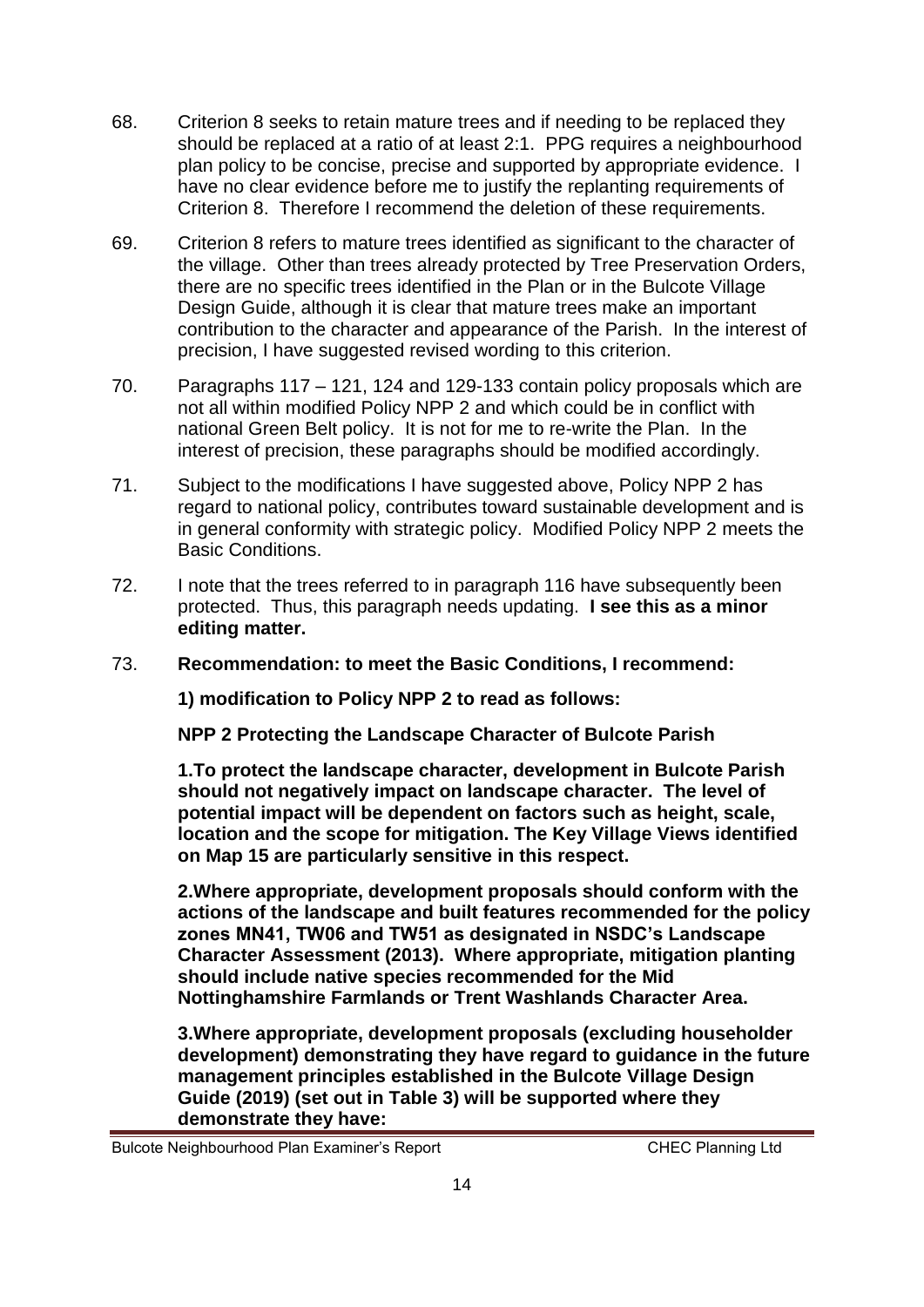68. Criterion 8 seeks to retain mature trees and if needing to be replaced they should be replaced at a ratio of at least 2:1. PPG requires a neighbourhood plan policy to be concise, precise and supported by appropriate evidence. I have no clear evidence before me to justify the replanting requirements of Criterion 8. Therefore I recommend the deletion of these requirements.

69. Criterion 8 refers to mature trees identified as significant to the character of the village. Other than trees already protected by Tree Preservation Orders, there are no specific trees identified in the Plan or in the Bulcote Village Design Guide, although it is clear that mature trees make an important contribution to the character and appearance of the Parish. In the interest of precision, I have suggested revised wording to this criterion.

70. Paragraphs 117 – 121, 124 and 129-133 contain policy proposals which are not all within modified Policy NPP 2 and which could be in conflict with national Green Belt policy. It is not for me to re-write the Plan. In the interest of precision, these paragraphs should be modified accordingly.

71. Subject to the modifications I have suggested above, Policy NPP 2 has regard to national policy, contributes toward sustainable development and is in general conformity with strategic policy. Modified Policy NPP 2 meets the Basic Conditions.

72. I note that the trees referred to in paragraph 116 have subsequently been protected. Thus, this paragraph needs updating. **I see this as a minor editing matter.**

73. **Recommendation: to meet the Basic Conditions, I recommend:**

**1) modification to Policy NPP 2 to read as follows:**

**NPP 2 Protecting the Landscape Character of Bulcote Parish**

**1.To protect the landscape character, development in Bulcote Parish should not negatively impact on landscape character. The level of potential impact will be dependent on factors such as height, scale, location and the scope for mitigation. The Key Village Views identified on Map 15 are particularly sensitive in this respect.**

**2.Where appropriate, development proposals should conform with the actions of the landscape and built features recommended for the policy zones MN41, TW06 and TW51 as designated in NSDC's Landscape Character Assessment (2013). Where appropriate, mitigation planting should include native species recommended for the Mid Nottinghamshire Farmlands or Trent Washlands Character Area.**

**3.Where appropriate, development proposals (excluding householder development) demonstrating they have regard to guidance in the future management principles established in the Bulcote Village Design Guide (2019) (set out in Table 3) will be supported where they demonstrate they have:**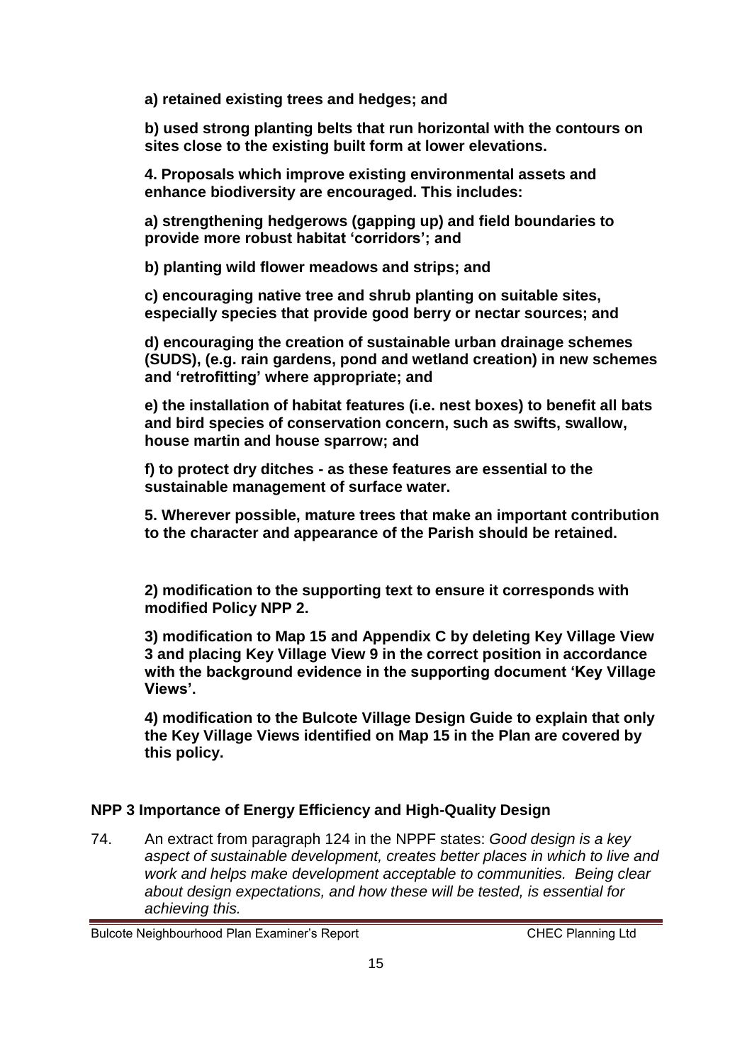**a) retained existing trees and hedges; and**

**b) used strong planting belts that run horizontal with the contours on sites close to the existing built form at lower elevations.**

**4. Proposals which improve existing environmental assets and enhance biodiversity are encouraged. This includes:**

**a) strengthening hedgerows (gapping up) and field boundaries to provide more robust habitat 'corridors'; and**

**b) planting wild flower meadows and strips; and**

**c) encouraging native tree and shrub planting on suitable sites, especially species that provide good berry or nectar sources; and**

**d) encouraging the creation of sustainable urban drainage schemes (SUDS), (e.g. rain gardens, pond and wetland creation) in new schemes and 'retrofitting' where appropriate; and**

**e) the installation of habitat features (i.e. nest boxes) to benefit all bats and bird species of conservation concern, such as swifts, swallow, house martin and house sparrow; and**

**f) to protect dry ditches - as these features are essential to the sustainable management of surface water.**

**5. Wherever possible, mature trees that make an important contribution to the character and appearance of the Parish should be retained.**

**2) modification to the supporting text to ensure it corresponds with modified Policy NPP 2.**

**3) modification to Map 15 and Appendix C by deleting Key Village View 3 and placing Key Village View 9 in the correct position in accordance with the background evidence in the supporting document 'Key Village Views'.**

**4) modification to the Bulcote Village Design Guide to explain that only the Key Village Views identified on Map 15 in the Plan are covered by this policy.**

## NPP 3 Importance of Energy Efficiency and High-Quality Design

74. An extract from paragraph 124 in the NPPF states: *Good design is a key aspect of sustainable development, creates better places in which to live and work and helps make development acceptable to communities. Being clear about design expectations, and how these will be tested, is essential for achieving this.*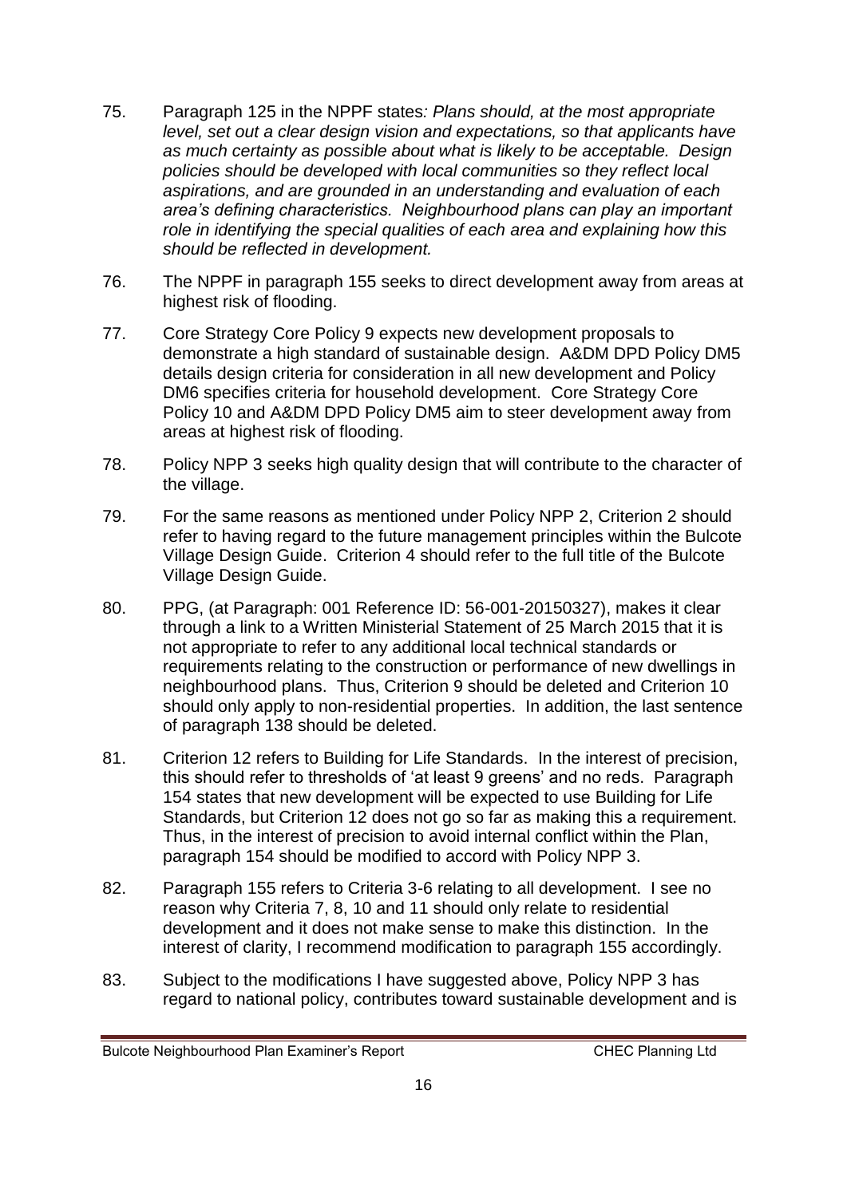75. Paragraph 125 in the NPPF states*: Plans should, at the most appropriate level, set out a clear design vision and expectations, so that applicants have as much certainty as possible about what is likely to be acceptable. Design policies should be developed with local communities so they reflect local aspirations, and are grounded in an understanding and evaluation of each area's defining characteristics. Neighbourhood plans can play an important role in identifying the special qualities of each area and explaining how this should be reflected in development.*

76. The NPPF in paragraph 155 seeks to direct development away from areas at highest risk of flooding.

77. Core Strategy Core Policy 9 expects new development proposals to demonstrate a high standard of sustainable design. A&DM DPD Policy DM5 details design criteria for consideration in all new development and Policy DM6 specifies criteria for household development. Core Strategy Core Policy 10 and A&DM DPD Policy DM5 aim to steer development away from areas at highest risk of flooding.

78. Policy NPP 3 seeks high quality design that will contribute to the character of the village.

79. For the same reasons as mentioned under Policy NPP 2, Criterion 2 should refer to having regard to the future management principles within the Bulcote Village Design Guide. Criterion 4 should refer to the full title of the Bulcote Village Design Guide.

80. PPG, (at Paragraph: 001 Reference ID: 56-001-20150327), makes it clear through a link to a Written Ministerial Statement of 25 March 2015 that it is not appropriate to refer to any additional local technical standards or requirements relating to the construction or performance of new dwellings in neighbourhood plans. Thus, Criterion 9 should be deleted and Criterion 10 should only apply to non-residential properties. In addition, the last sentence of paragraph 138 should be deleted.

81. Criterion 12 refers to Building for Life Standards. In the interest of precision, this should refer to thresholds of 'at least 9 greens' and no reds. Paragraph 154 states that new development will be expected to use Building for Life Standards, but Criterion 12 does not go so far as making this a requirement. Thus, in the interest of precision to avoid internal conflict within the Plan, paragraph 154 should be modified to accord with Policy NPP 3.

82. Paragraph 155 refers to Criteria 3-6 relating to all development. I see no reason why Criteria 7, 8, 10 and 11 should only relate to residential development and it does not make sense to make this distinction. In the interest of clarity, I recommend modification to paragraph 155 accordingly.

83. Subject to the modifications I have suggested above, Policy NPP 3 has regard to national policy, contributes toward sustainable development and is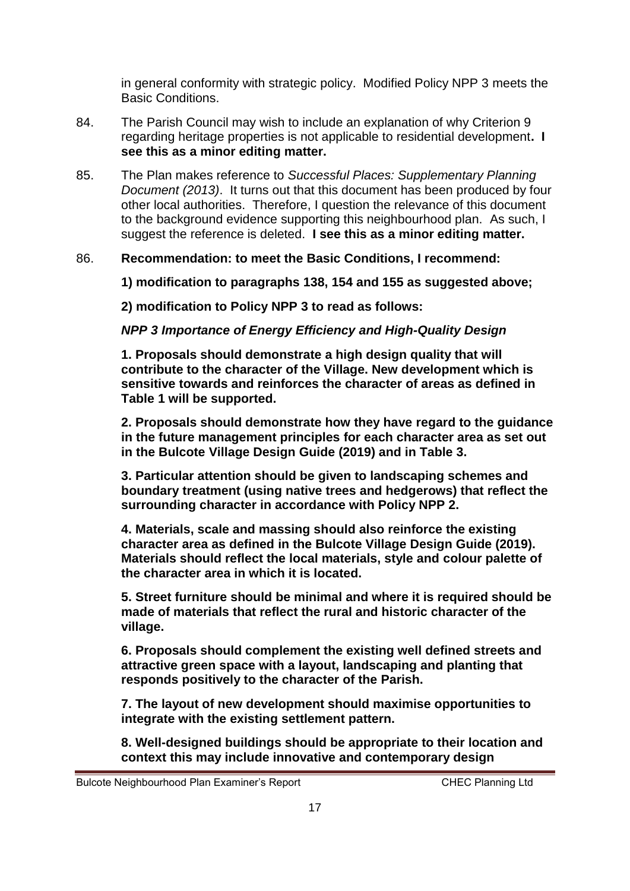in general conformity with strategic policy. Modified Policy NPP 3 meets the Basic Conditions.

84. The Parish Council may wish to include an explanation of why Criterion 9 regarding heritage properties is not applicable to residential development**. I see this as a minor editing matter.**

85. The Plan makes reference to *Successful Places: Supplementary Planning Document (2013)*. It turns out that this document has been produced by four other local authorities. Therefore, I question the relevance of this document to the background evidence supporting this neighbourhood plan. As such, I suggest the reference is deleted. **I see this as a minor editing matter.**

86. **Recommendation: to meet the Basic Conditions, I recommend:**

**1) modification to paragraphs 138, 154 and 155 as suggested above;**

**2) modification to Policy NPP 3 to read as follows:**

***NPP 3 Importance of Energy Efficiency and High-Quality Design***

**1. Proposals should demonstrate a high design quality that will contribute to the character of the Village. New development which is sensitive towards and reinforces the character of areas as defined in Table 1 will be supported.**

**2. Proposals should demonstrate how they have regard to the guidance in the future management principles for each character area as set out in the Bulcote Village Design Guide (2019) and in Table 3.**

**3. Particular attention should be given to landscaping schemes and boundary treatment (using native trees and hedgerows) that reflect the surrounding character in accordance with Policy NPP 2.**

**4. Materials, scale and massing should also reinforce the existing character area as defined in the Bulcote Village Design Guide (2019). Materials should reflect the local materials, style and colour palette of the character area in which it is located.**

**5. Street furniture should be minimal and where it is required should be made of materials that reflect the rural and historic character of the village.**

**6. Proposals should complement the existing well defined streets and attractive green space with a layout, landscaping and planting that responds positively to the character of the Parish.**

**7. The layout of new development should maximise opportunities to integrate with the existing settlement pattern.**

**8. Well-designed buildings should be appropriate to their location and context this may include innovative and contemporary design**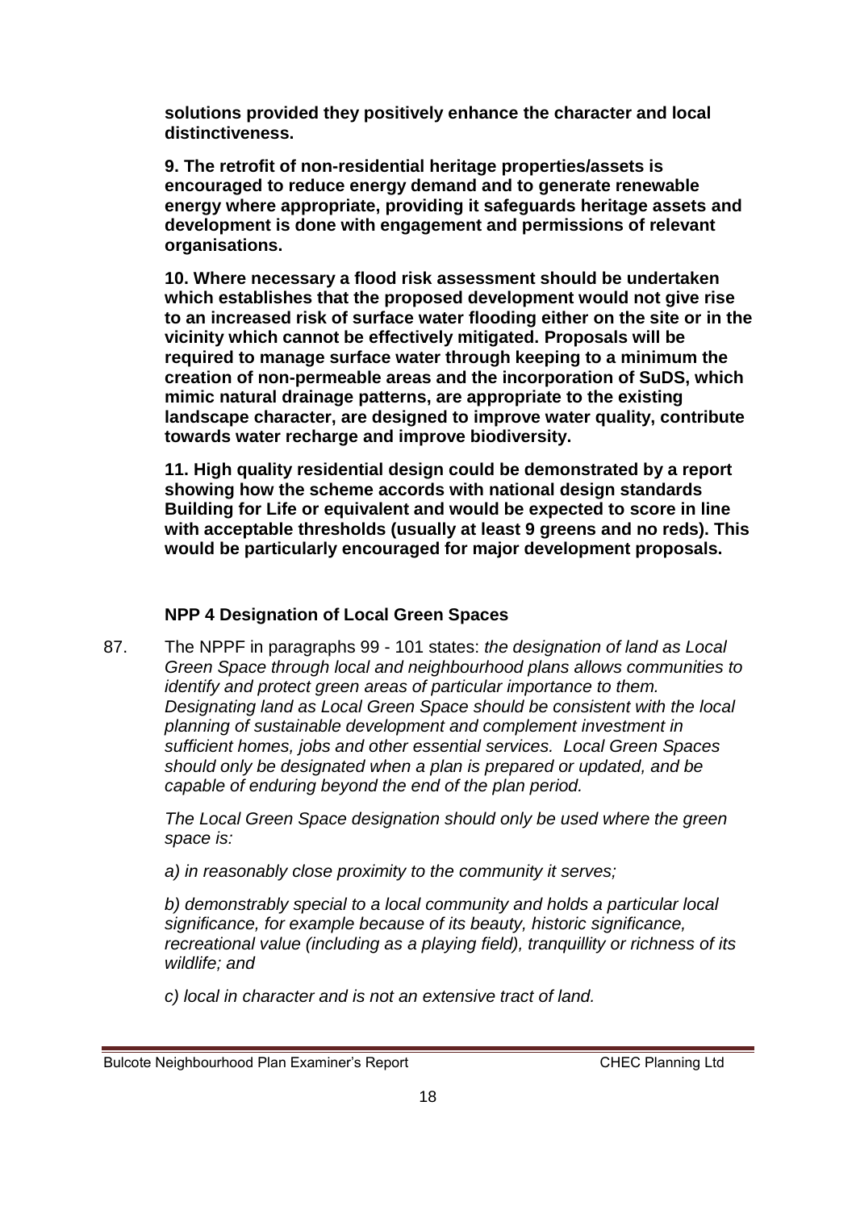**solutions provided they positively enhance the character and local distinctiveness.**

**9. The retrofit of non-residential heritage properties/assets is encouraged to reduce energy demand and to generate renewable energy where appropriate, providing it safeguards heritage assets and development is done with engagement and permissions of relevant organisations.**

**10. Where necessary a flood risk assessment should be undertaken which establishes that the proposed development would not give rise to an increased risk of surface water flooding either on the site or in the vicinity which cannot be effectively mitigated. Proposals will be required to manage surface water through keeping to a minimum the creation of non-permeable areas and the incorporation of SuDS, which mimic natural drainage patterns, are appropriate to the existing landscape character, are designed to improve water quality, contribute towards water recharge and improve biodiversity.**

**11. High quality residential design could be demonstrated by a report showing how the scheme accords with national design standards Building for Life or equivalent and would be expected to score in line with acceptable thresholds (usually at least 9 greens and no reds). This would be particularly encouraged for major development proposals.**

### NPP 4 Designation of Local Green Spaces

87. The NPPF in paragraphs 99 - 101 states: *the designation of land as Local Green Space through local and neighbourhood plans allows communities to identify and protect green areas of particular importance to them. Designating land as Local Green Space should be consistent with the local planning of sustainable development and complement investment in sufficient homes, jobs and other essential services. Local Green Spaces should only be designated when a plan is prepared or updated, and be capable of enduring beyond the end of the plan period.*

*The Local Green Space designation should only be used where the green space is:*

*a) in reasonably close proximity to the community it serves;*

*b) demonstrably special to a local community and holds a particular local significance, for example because of its beauty, historic significance, recreational value (including as a playing field), tranquillity or richness of its wildlife; and*

*c) local in character and is not an extensive tract of land.*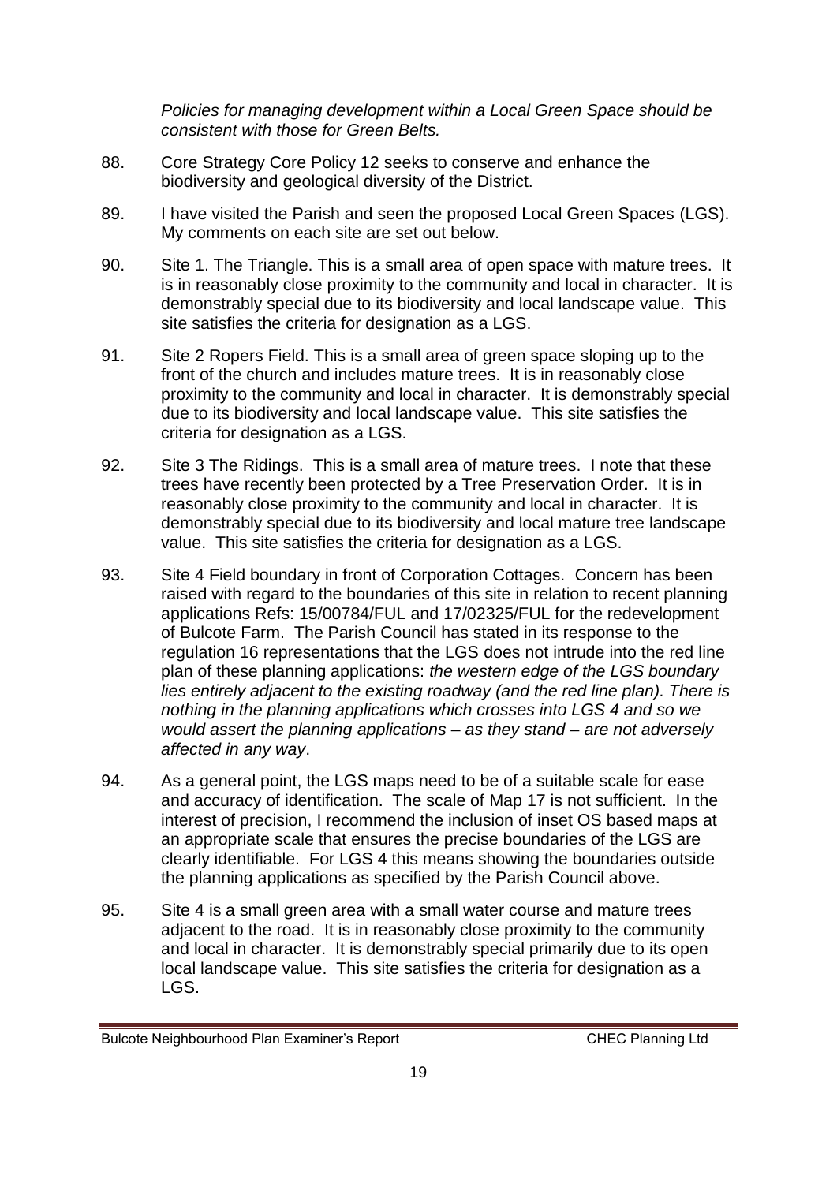*Policies for managing development within a Local Green Space should be consistent with those for Green Belts.*

88. Core Strategy Core Policy 12 seeks to conserve and enhance the biodiversity and geological diversity of the District.

89. I have visited the Parish and seen the proposed Local Green Spaces (LGS). My comments on each site are set out below.

90. Site 1. The Triangle. This is a small area of open space with mature trees. It is in reasonably close proximity to the community and local in character. It is demonstrably special due to its biodiversity and local landscape value. This site satisfies the criteria for designation as a LGS.

91. Site 2 Ropers Field. This is a small area of green space sloping up to the front of the church and includes mature trees. It is in reasonably close proximity to the community and local in character. It is demonstrably special due to its biodiversity and local landscape value. This site satisfies the criteria for designation as a LGS.

92. Site 3 The Ridings. This is a small area of mature trees. I note that these trees have recently been protected by a Tree Preservation Order. It is in reasonably close proximity to the community and local in character. It is demonstrably special due to its biodiversity and local mature tree landscape value. This site satisfies the criteria for designation as a LGS.

93. Site 4 Field boundary in front of Corporation Cottages. Concern has been raised with regard to the boundaries of this site in relation to recent planning applications Refs: 15/00784/FUL and 17/02325/FUL for the redevelopment of Bulcote Farm. The Parish Council has stated in its response to the regulation 16 representations that the LGS does not intrude into the red line plan of these planning applications: *the western edge of the LGS boundary lies entirely adjacent to the existing roadway (and the red line plan). There is nothing in the planning applications which crosses into LGS 4 and so we would assert the planning applications – as they stand – are not adversely affected in any way*.

94. As a general point, the LGS maps need to be of a suitable scale for ease and accuracy of identification. The scale of Map 17 is not sufficient. In the interest of precision, I recommend the inclusion of inset OS based maps at an appropriate scale that ensures the precise boundaries of the LGS are clearly identifiable. For LGS 4 this means showing the boundaries outside the planning applications as specified by the Parish Council above.

95. Site 4 is a small green area with a small water course and mature trees adjacent to the road. It is in reasonably close proximity to the community and local in character. It is demonstrably special primarily due to its open local landscape value. This site satisfies the criteria for designation as a LGS.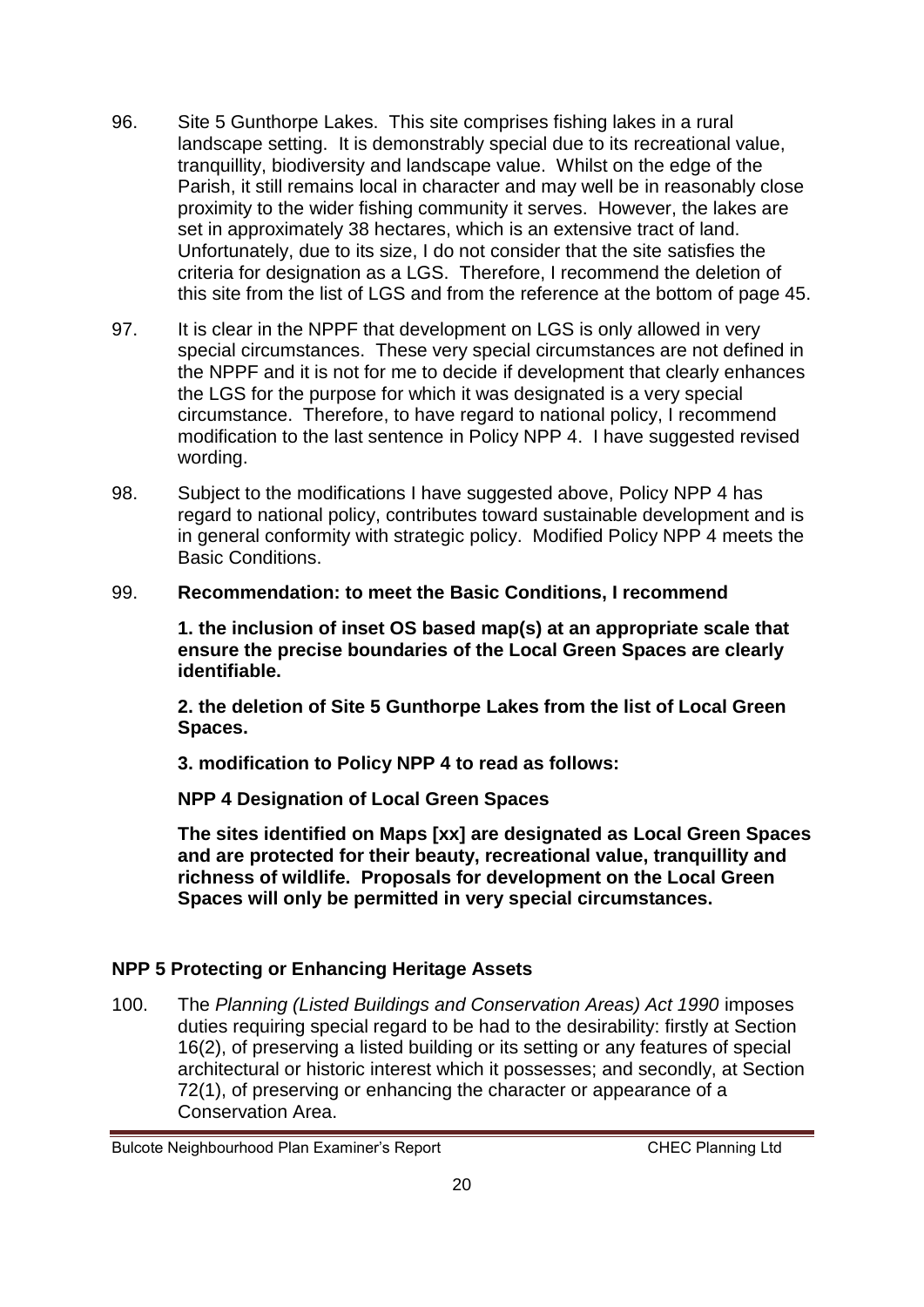96. Site 5 Gunthorpe Lakes. This site comprises fishing lakes in a rural landscape setting. It is demonstrably special due to its recreational value, tranquillity, biodiversity and landscape value. Whilst on the edge of the Parish, it still remains local in character and may well be in reasonably close proximity to the wider fishing community it serves. However, the lakes are set in approximately 38 hectares, which is an extensive tract of land. Unfortunately, due to its size, I do not consider that the site satisfies the criteria for designation as a LGS. Therefore, I recommend the deletion of this site from the list of LGS and from the reference at the bottom of page 45.

97. It is clear in the NPPF that development on LGS is only allowed in very special circumstances. These very special circumstances are not defined in the NPPF and it is not for me to decide if development that clearly enhances the LGS for the purpose for which it was designated is a very special circumstance. Therefore, to have regard to national policy, I recommend modification to the last sentence in Policy NPP 4. I have suggested revised wording.

98. Subject to the modifications I have suggested above, Policy NPP 4 has regard to national policy, contributes toward sustainable development and is in general conformity with strategic policy. Modified Policy NPP 4 meets the Basic Conditions.

99. **Recommendation: to meet the Basic Conditions, I recommend**

**1. the inclusion of inset OS based map(s) at an appropriate scale that ensure the precise boundaries of the Local Green Spaces are clearly identifiable.**

**2. the deletion of Site 5 Gunthorpe Lakes from the list of Local Green Spaces.**

**3. modification to Policy NPP 4 to read as follows:**

**NPP 4 Designation of Local Green Spaces**

**The sites identified on Maps [xx] are designated as Local Green Spaces and are protected for their beauty, recreational value, tranquillity and richness of wildlife. Proposals for development on the Local Green Spaces will only be permitted in very special circumstances.**

### NPP 5 Protecting or Enhancing Heritage Assets

100. The *Planning (Listed Buildings and Conservation Areas) Act 1990* imposes duties requiring special regard to be had to the desirability: firstly at Section 16(2), of preserving a listed building or its setting or any features of special architectural or historic interest which it possesses; and secondly, at Section 72(1), of preserving or enhancing the character or appearance of a Conservation Area.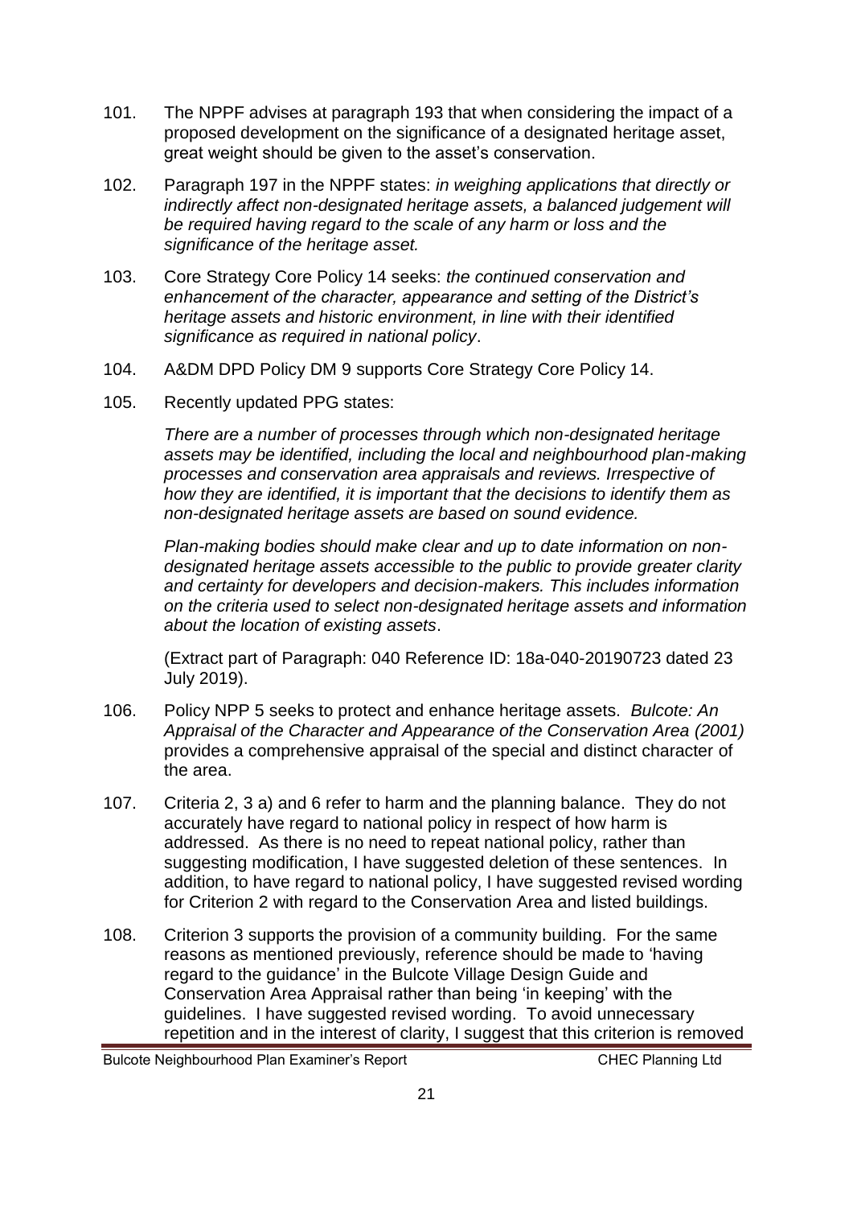101. The NPPF advises at paragraph 193 that when considering the impact of a proposed development on the significance of a designated heritage asset, great weight should be given to the asset's conservation.

102. Paragraph 197 in the NPPF states: *in weighing applications that directly or indirectly affect non-designated heritage assets, a balanced judgement will be required having regard to the scale of any harm or loss and the significance of the heritage asset.*

103. Core Strategy Core Policy 14 seeks: *the continued conservation and enhancement of the character, appearance and setting of the District's heritage assets and historic environment, in line with their identified significance as required in national policy*.

104. A&DM DPD Policy DM 9 supports Core Strategy Core Policy 14.

105. Recently updated PPG states:

    *There are a number of processes through which non-designated heritage assets may be identified, including the local and neighbourhood plan-making processes and conservation area appraisals and reviews. Irrespective of how they are identified, it is important that the decisions to identify them as non-designated heritage assets are based on sound evidence.*

    *Plan-making bodies should make clear and up to date information on non-designated heritage assets accessible to the public to provide greater clarity and certainty for developers and decision-makers. This includes information on the criteria used to select non-designated heritage assets and information about the location of existing assets*.

    (Extract part of Paragraph: 040 Reference ID: 18a-040-20190723 dated 23 July 2019).

106. Policy NPP 5 seeks to protect and enhance heritage assets. *Bulcote: An Appraisal of the Character and Appearance of the Conservation Area (2001)* provides a comprehensive appraisal of the special and distinct character of the area.

107. Criteria 2, 3 a) and 6 refer to harm and the planning balance. They do not accurately have regard to national policy in respect of how harm is addressed. As there is no need to repeat national policy, rather than suggesting modification, I have suggested deletion of these sentences. In addition, to have regard to national policy, I have suggested revised wording for Criterion 2 with regard to the Conservation Area and listed buildings.

108. Criterion 3 supports the provision of a community building. For the same reasons as mentioned previously, reference should be made to 'having regard to the guidance' in the Bulcote Village Design Guide and Conservation Area Appraisal rather than being 'in keeping' with the guidelines. I have suggested revised wording. To avoid unnecessary repetition and in the interest of clarity, I suggest that this criterion is removed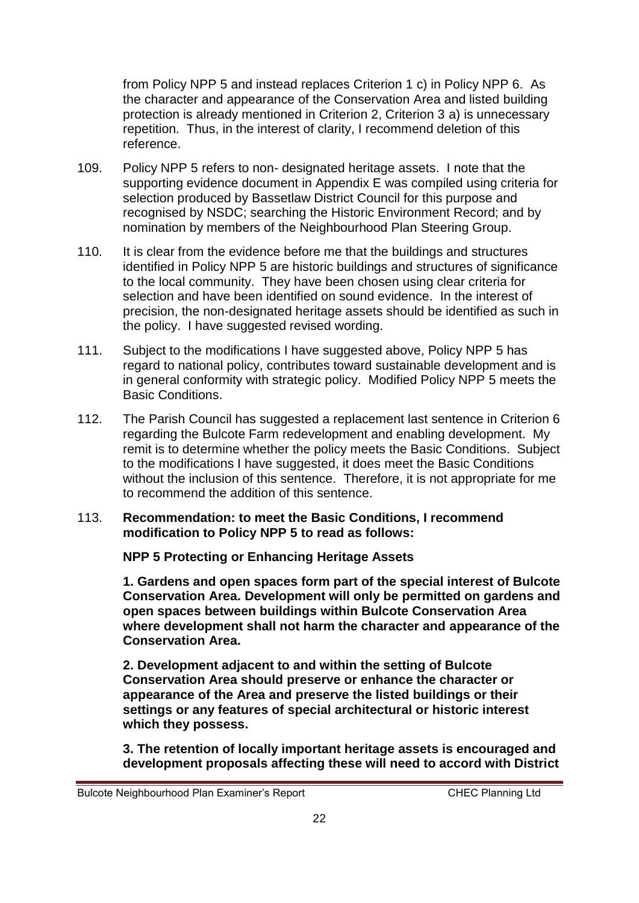from Policy NPP 5 and instead replaces Criterion 1 c) in Policy NPP 6. As the character and appearance of the Conservation Area and listed building protection is already mentioned in Criterion 2, Criterion 3 a) is unnecessary repetition. Thus, in the interest of clarity, I recommend deletion of this reference.

109. Policy NPP 5 refers to non- designated heritage assets. I note that the supporting evidence document in Appendix E was compiled using criteria for selection produced by Bassetlaw District Council for this purpose and recognised by NSDC; searching the Historic Environment Record; and by nomination by members of the Neighbourhood Plan Steering Group.

110. It is clear from the evidence before me that the buildings and structures identified in Policy NPP 5 are historic buildings and structures of significance to the local community. They have been chosen using clear criteria for selection and have been identified on sound evidence. In the interest of precision, the non-designated heritage assets should be identified as such in the policy. I have suggested revised wording.

111. Subject to the modifications I have suggested above, Policy NPP 5 has regard to national policy, contributes toward sustainable development and is in general conformity with strategic policy. Modified Policy NPP 5 meets the Basic Conditions.

112. The Parish Council has suggested a replacement last sentence in Criterion 6 regarding the Bulcote Farm redevelopment and enabling development. My remit is to determine whether the policy meets the Basic Conditions. Subject to the modifications I have suggested, it does meet the Basic Conditions without the inclusion of this sentence. Therefore, it is not appropriate for me to recommend the addition of this sentence.

113. **Recommendation: to meet the Basic Conditions, I recommend modification to Policy NPP 5 to read as follows:**

**NPP 5 Protecting or Enhancing Heritage Assets**

**1. Gardens and open spaces form part of the special interest of Bulcote Conservation Area. Development will only be permitted on gardens and open spaces between buildings within Bulcote Conservation Area where development shall not harm the character and appearance of the Conservation Area.**

**2. Development adjacent to and within the setting of Bulcote Conservation Area should preserve or enhance the character or appearance of the Area and preserve the listed buildings or their settings or any features of special architectural or historic interest which they possess.**

**3. The retention of locally important heritage assets is encouraged and development proposals affecting these will need to accord with District**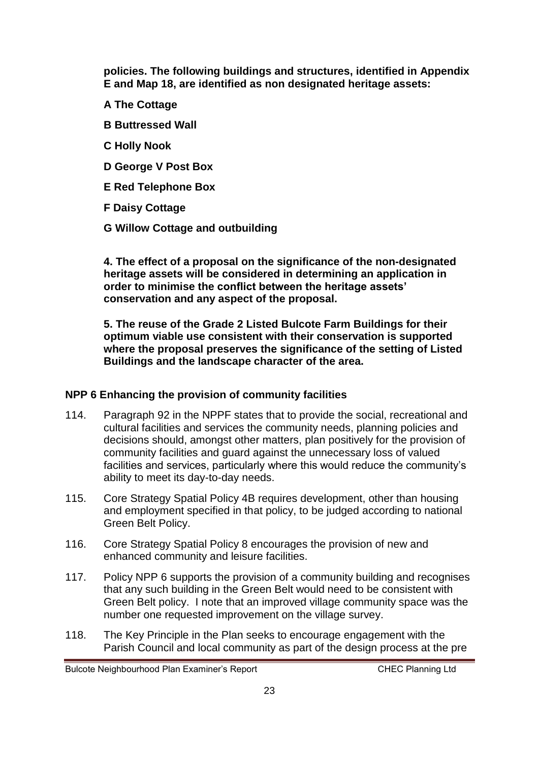**policies. The following buildings and structures, identified in Appendix E and Map 18, are identified as non designated heritage assets:**

**A The Cottage**

**B Buttressed Wall**

**C Holly Nook**

**D George V Post Box**

**E Red Telephone Box**

**F Daisy Cottage**

**G Willow Cottage and outbuilding**

**4. The effect of a proposal on the significance of the non-designated heritage assets will be considered in determining an application in order to minimise the conflict between the heritage assets' conservation and any aspect of the proposal.**

**5. The reuse of the Grade 2 Listed Bulcote Farm Buildings for their optimum viable use consistent with their conservation is supported where the proposal preserves the significance of the setting of Listed Buildings and the landscape character of the area.**

## NPP 6 Enhancing the provision of community facilities

114. Paragraph 92 in the NPPF states that to provide the social, recreational and cultural facilities and services the community needs, planning policies and decisions should, amongst other matters, plan positively for the provision of community facilities and guard against the unnecessary loss of valued facilities and services, particularly where this would reduce the community's ability to meet its day-to-day needs.

115. Core Strategy Spatial Policy 4B requires development, other than housing and employment specified in that policy, to be judged according to national Green Belt Policy.

116. Core Strategy Spatial Policy 8 encourages the provision of new and enhanced community and leisure facilities.

117. Policy NPP 6 supports the provision of a community building and recognises that any such building in the Green Belt would need to be consistent with Green Belt policy. I note that an improved village community space was the number one requested improvement on the village survey.

118. The Key Principle in the Plan seeks to encourage engagement with the Parish Council and local community as part of the design process at the pre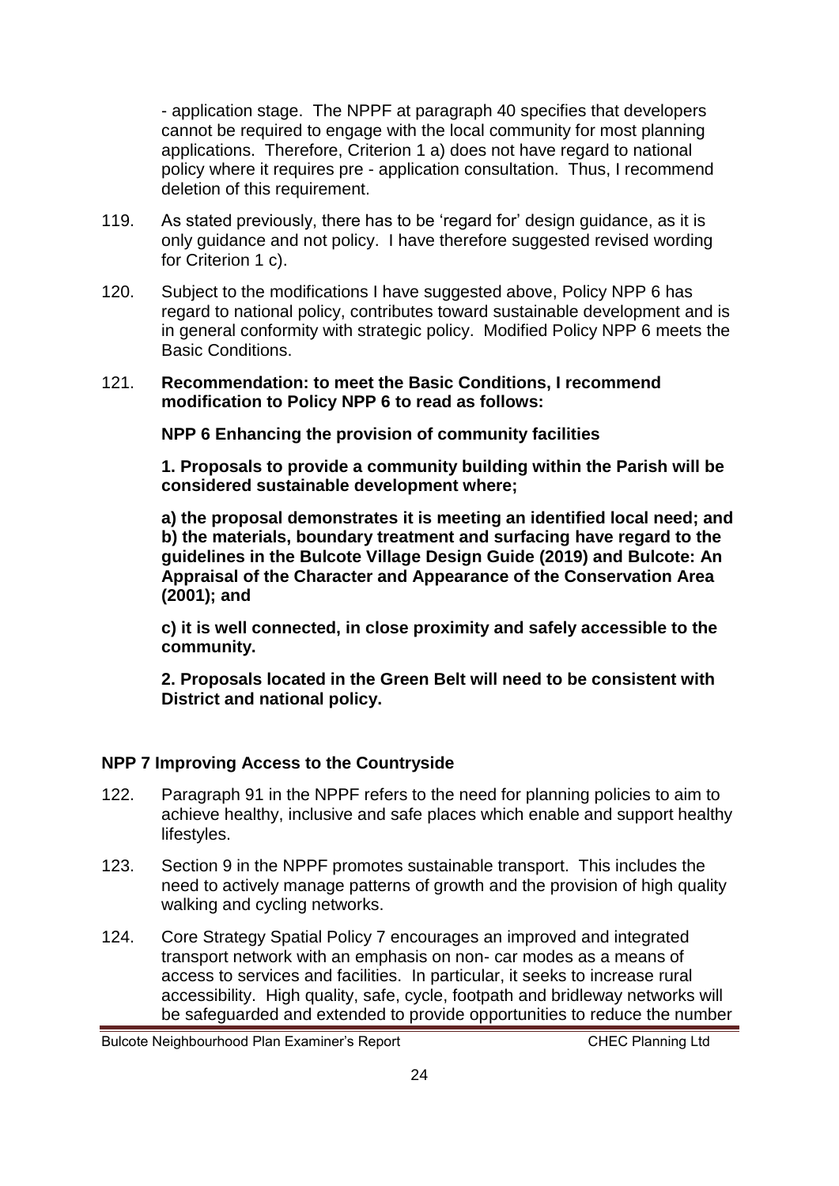- application stage. The NPPF at paragraph 40 specifies that developers cannot be required to engage with the local community for most planning applications. Therefore, Criterion 1 a) does not have regard to national policy where it requires pre - application consultation. Thus, I recommend deletion of this requirement.

119. As stated previously, there has to be 'regard for' design guidance, as it is only guidance and not policy. I have therefore suggested revised wording for Criterion 1 c).

120. Subject to the modifications I have suggested above, Policy NPP 6 has regard to national policy, contributes toward sustainable development and is in general conformity with strategic policy. Modified Policy NPP 6 meets the Basic Conditions.

121. **Recommendation: to meet the Basic Conditions, I recommend modification to Policy NPP 6 to read as follows:**

**NPP 6 Enhancing the provision of community facilities**

**1. Proposals to provide a community building within the Parish will be considered sustainable development where;**

**a) the proposal demonstrates it is meeting an identified local need; and**
**b) the materials, boundary treatment and surfacing have regard to the guidelines in the Bulcote Village Design Guide (2019) and Bulcote: An Appraisal of the Character and Appearance of the Conservation Area (2001); and**

**c) it is well connected, in close proximity and safely accessible to the community.**

**2. Proposals located in the Green Belt will need to be consistent with District and national policy.**

## NPP 7 Improving Access to the Countryside

122. Paragraph 91 in the NPPF refers to the need for planning policies to aim to achieve healthy, inclusive and safe places which enable and support healthy lifestyles.

123. Section 9 in the NPPF promotes sustainable transport. This includes the need to actively manage patterns of growth and the provision of high quality walking and cycling networks.

124. Core Strategy Spatial Policy 7 encourages an improved and integrated transport network with an emphasis on non- car modes as a means of access to services and facilities. In particular, it seeks to increase rural accessibility. High quality, safe, cycle, footpath and bridleway networks will be safeguarded and extended to provide opportunities to reduce the number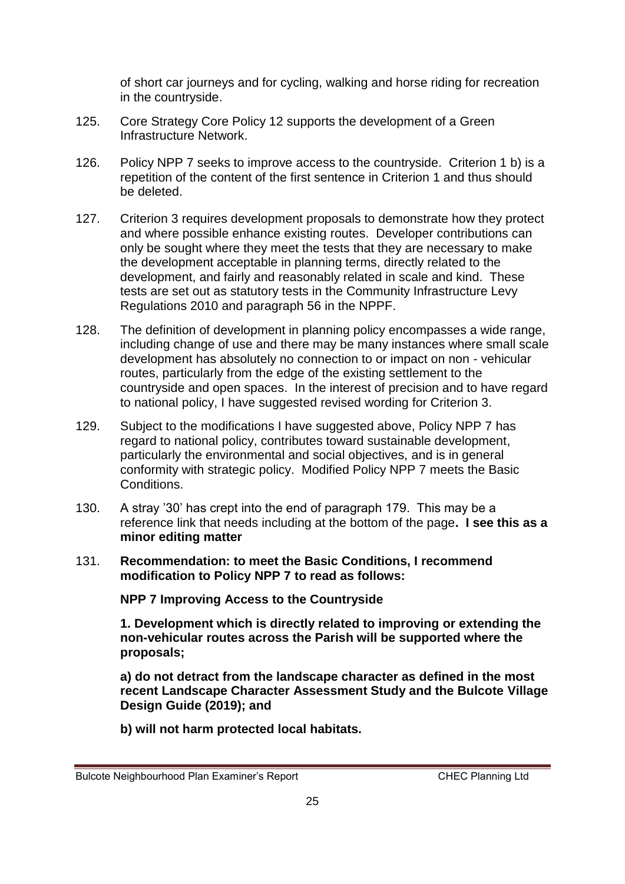of short car journeys and for cycling, walking and horse riding for recreation in the countryside.

125. Core Strategy Core Policy 12 supports the development of a Green Infrastructure Network.

126. Policy NPP 7 seeks to improve access to the countryside. Criterion 1 b) is a repetition of the content of the first sentence in Criterion 1 and thus should be deleted.

127. Criterion 3 requires development proposals to demonstrate how they protect and where possible enhance existing routes. Developer contributions can only be sought where they meet the tests that they are necessary to make the development acceptable in planning terms, directly related to the development, and fairly and reasonably related in scale and kind. These tests are set out as statutory tests in the Community Infrastructure Levy Regulations 2010 and paragraph 56 in the NPPF.

128. The definition of development in planning policy encompasses a wide range, including change of use and there may be many instances where small scale development has absolutely no connection to or impact on non - vehicular routes, particularly from the edge of the existing settlement to the countryside and open spaces. In the interest of precision and to have regard to national policy, I have suggested revised wording for Criterion 3.

129. Subject to the modifications I have suggested above, Policy NPP 7 has regard to national policy, contributes toward sustainable development, particularly the environmental and social objectives, and is in general conformity with strategic policy. Modified Policy NPP 7 meets the Basic Conditions.

130. A stray '30' has crept into the end of paragraph 179. This may be a reference link that needs including at the bottom of the page**. I see this as a minor editing matter**

131. **Recommendation: to meet the Basic Conditions, I recommend modification to Policy NPP 7 to read as follows:**

**NPP 7 Improving Access to the Countryside**

**1. Development which is directly related to improving or extending the non-vehicular routes across the Parish will be supported where the proposals;**

**a) do not detract from the landscape character as defined in the most recent Landscape Character Assessment Study and the Bulcote Village Design Guide (2019); and**

**b) will not harm protected local habitats.**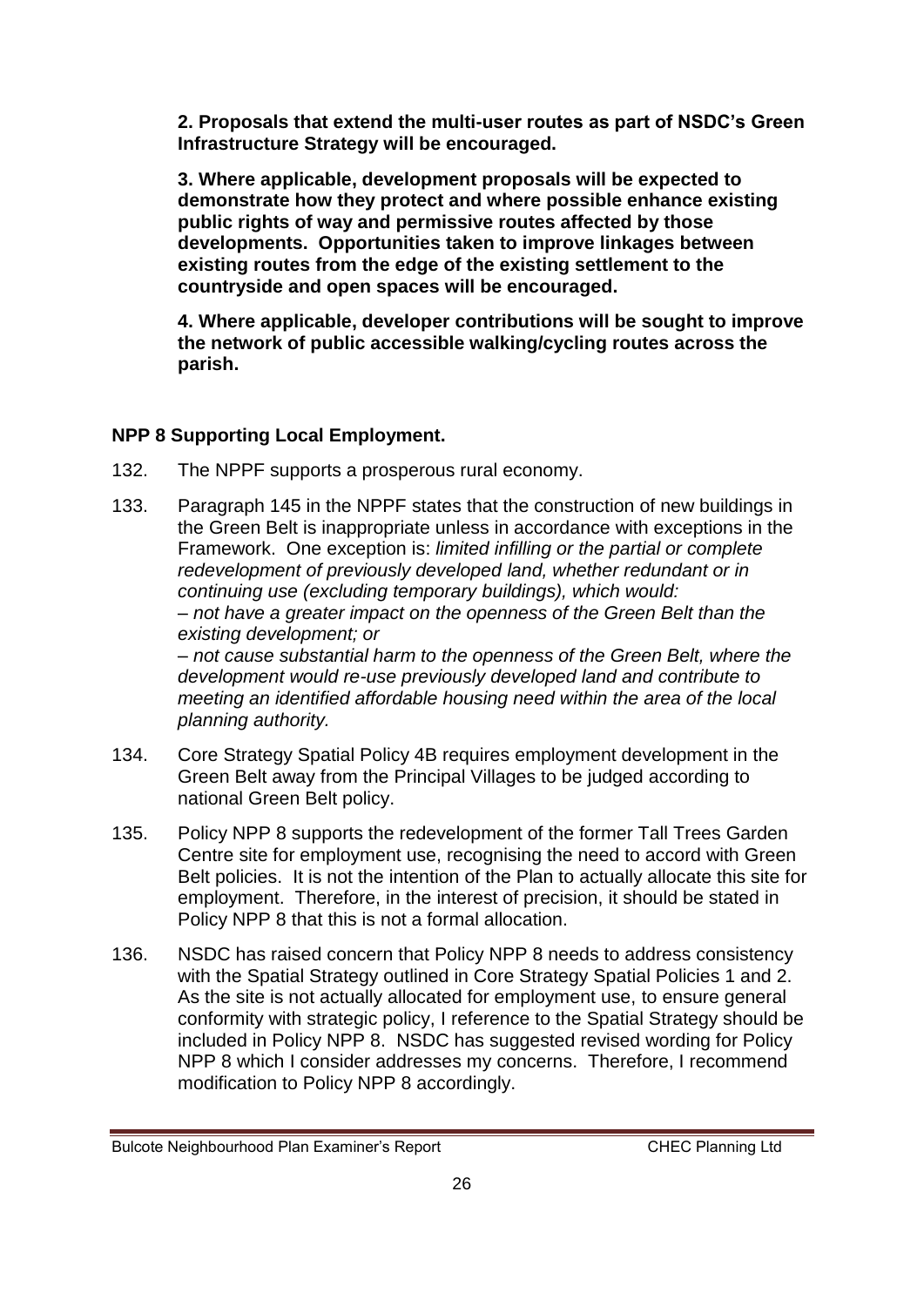**2. Proposals that extend the multi-user routes as part of NSDC's Green Infrastructure Strategy will be encouraged.**

**3. Where applicable, development proposals will be expected to demonstrate how they protect and where possible enhance existing public rights of way and permissive routes affected by those developments. Opportunities taken to improve linkages between existing routes from the edge of the existing settlement to the countryside and open spaces will be encouraged.**

**4. Where applicable, developer contributions will be sought to improve the network of public accessible walking/cycling routes across the parish.**

**NPP 8 Supporting Local Employment.**

132. The NPPF supports a prosperous rural economy.

133. Paragraph 145 in the NPPF states that the construction of new buildings in the Green Belt is inappropriate unless in accordance with exceptions in the Framework. One exception is: *limited infilling or the partial or complete redevelopment of previously developed land, whether redundant or in continuing use (excluding temporary buildings), which would:*
*– not have a greater impact on the openness of the Green Belt than the existing development; or*
*– not cause substantial harm to the openness of the Green Belt, where the development would re-use previously developed land and contribute to meeting an identified affordable housing need within the area of the local planning authority.*

134. Core Strategy Spatial Policy 4B requires employment development in the Green Belt away from the Principal Villages to be judged according to national Green Belt policy.

135. Policy NPP 8 supports the redevelopment of the former Tall Trees Garden Centre site for employment use, recognising the need to accord with Green Belt policies. It is not the intention of the Plan to actually allocate this site for employment. Therefore, in the interest of precision, it should be stated in Policy NPP 8 that this is not a formal allocation.

136. NSDC has raised concern that Policy NPP 8 needs to address consistency with the Spatial Strategy outlined in Core Strategy Spatial Policies 1 and 2. As the site is not actually allocated for employment use, to ensure general conformity with strategic policy, I reference to the Spatial Strategy should be included in Policy NPP 8. NSDC has suggested revised wording for Policy NPP 8 which I consider addresses my concerns. Therefore, I recommend modification to Policy NPP 8 accordingly.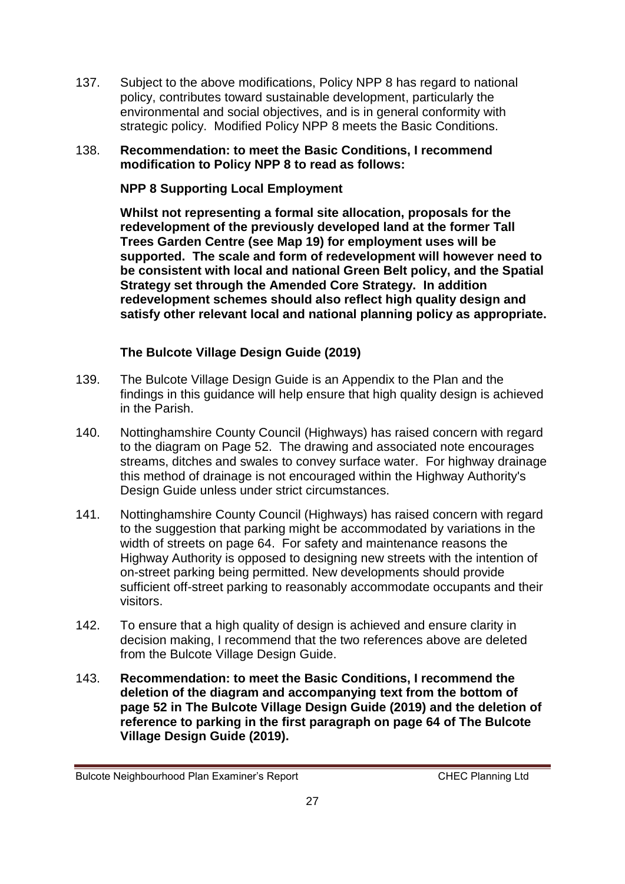137. Subject to the above modifications, Policy NPP 8 has regard to national policy, contributes toward sustainable development, particularly the environmental and social objectives, and is in general conformity with strategic policy. Modified Policy NPP 8 meets the Basic Conditions.

138. **Recommendation: to meet the Basic Conditions, I recommend modification to Policy NPP 8 to read as follows:**

**NPP 8 Supporting Local Employment**

**Whilst not representing a formal site allocation, proposals for the redevelopment of the previously developed land at the former Tall Trees Garden Centre (see Map 19) for employment uses will be supported. The scale and form of redevelopment will however need to be consistent with local and national Green Belt policy, and the Spatial Strategy set through the Amended Core Strategy. In addition redevelopment schemes should also reflect high quality design and satisfy other relevant local and national planning policy as appropriate.**

### The Bulcote Village Design Guide (2019)

139. The Bulcote Village Design Guide is an Appendix to the Plan and the findings in this guidance will help ensure that high quality design is achieved in the Parish.

140. Nottinghamshire County Council (Highways) has raised concern with regard to the diagram on Page 52. The drawing and associated note encourages streams, ditches and swales to convey surface water. For highway drainage this method of drainage is not encouraged within the Highway Authority's Design Guide unless under strict circumstances.

141. Nottinghamshire County Council (Highways) has raised concern with regard to the suggestion that parking might be accommodated by variations in the width of streets on page 64. For safety and maintenance reasons the Highway Authority is opposed to designing new streets with the intention of on-street parking being permitted. New developments should provide sufficient off-street parking to reasonably accommodate occupants and their visitors.

142. To ensure that a high quality of design is achieved and ensure clarity in decision making, I recommend that the two references above are deleted from the Bulcote Village Design Guide.

143. **Recommendation: to meet the Basic Conditions, I recommend the deletion of the diagram and accompanying text from the bottom of page 52 in The Bulcote Village Design Guide (2019) and the deletion of reference to parking in the first paragraph on page 64 of The Bulcote Village Design Guide (2019).**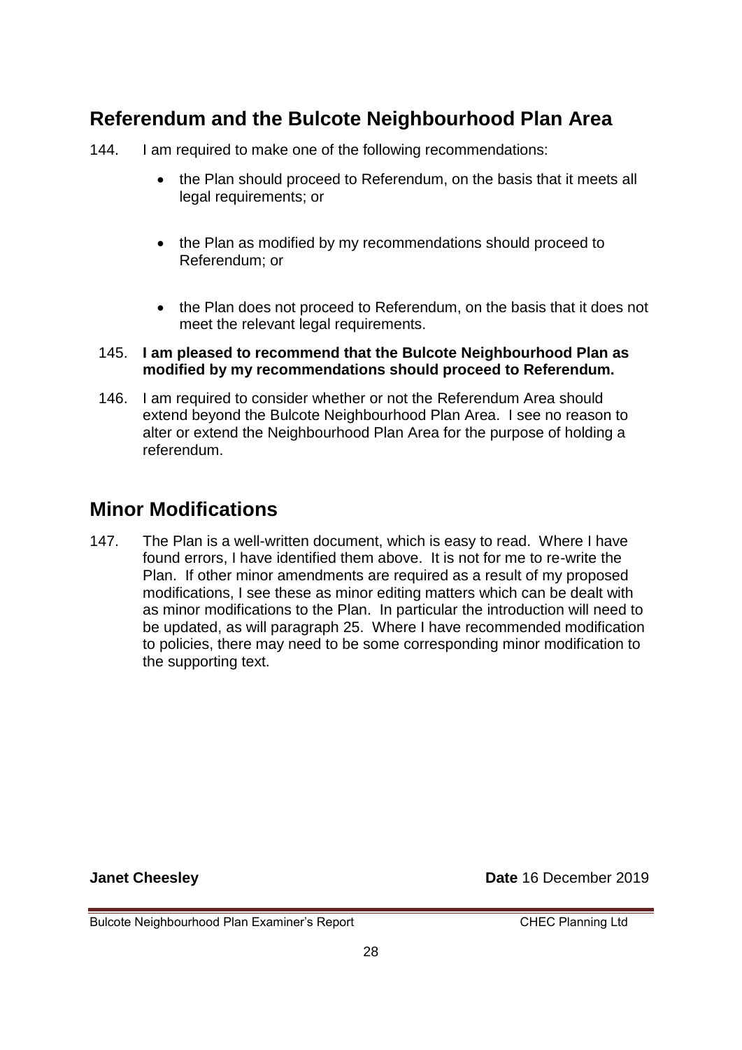## Referendum and the Bulcote Neighbourhood Plan Area

144. I am required to make one of the following recommendations:

- the Plan should proceed to Referendum, on the basis that it meets all legal requirements; or
- the Plan as modified by my recommendations should proceed to Referendum; or
- the Plan does not proceed to Referendum, on the basis that it does not meet the relevant legal requirements.

145. **I am pleased to recommend that the Bulcote Neighbourhood Plan as modified by my recommendations should proceed to Referendum.**

146. I am required to consider whether or not the Referendum Area should extend beyond the Bulcote Neighbourhood Plan Area. I see no reason to alter or extend the Neighbourhood Plan Area for the purpose of holding a referendum.

## Minor Modifications

147. The Plan is a well-written document, which is easy to read. Where I have found errors, I have identified them above. It is not for me to re-write the Plan. If other minor amendments are required as a result of my proposed modifications, I see these as minor editing matters which can be dealt with as minor modifications to the Plan. In particular the introduction will need to be updated, as will paragraph 25. Where I have recommended modification to policies, there may need to be some corresponding minor modification to the supporting text.

**Janet Cheesley** **Date** 16 December 2019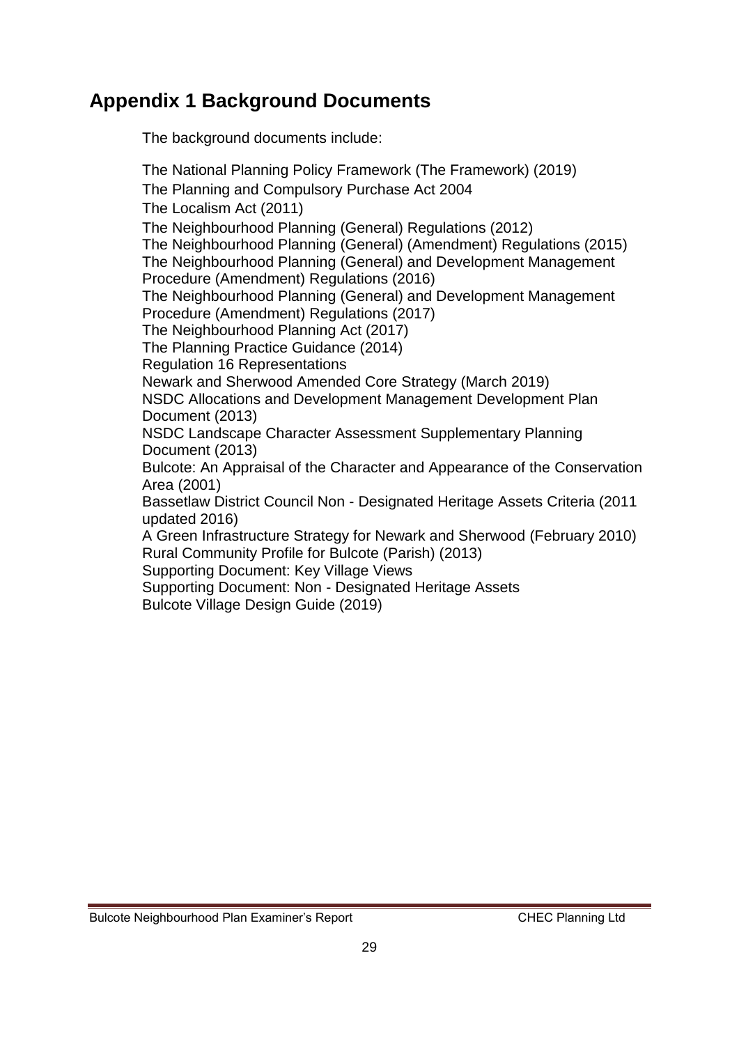## Appendix 1 Background Documents

The background documents include:

The National Planning Policy Framework (The Framework) (2019)
The Planning and Compulsory Purchase Act 2004
The Localism Act (2011)
The Neighbourhood Planning (General) Regulations (2012)
The Neighbourhood Planning (General) (Amendment) Regulations (2015)
The Neighbourhood Planning (General) and Development Management Procedure (Amendment) Regulations (2016)
The Neighbourhood Planning (General) and Development Management Procedure (Amendment) Regulations (2017)
The Neighbourhood Planning Act (2017)
The Planning Practice Guidance (2014)
Regulation 16 Representations
Newark and Sherwood Amended Core Strategy (March 2019)
NSDC Allocations and Development Management Development Plan Document (2013)
NSDC Landscape Character Assessment Supplementary Planning Document (2013)
Bulcote: An Appraisal of the Character and Appearance of the Conservation Area (2001)
Bassetlaw District Council Non - Designated Heritage Assets Criteria (2011 updated 2016)
A Green Infrastructure Strategy for Newark and Sherwood (February 2010)
Rural Community Profile for Bulcote (Parish) (2013)
Supporting Document: Key Village Views
Supporting Document: Non - Designated Heritage Assets
Bulcote Village Design Guide (2019)